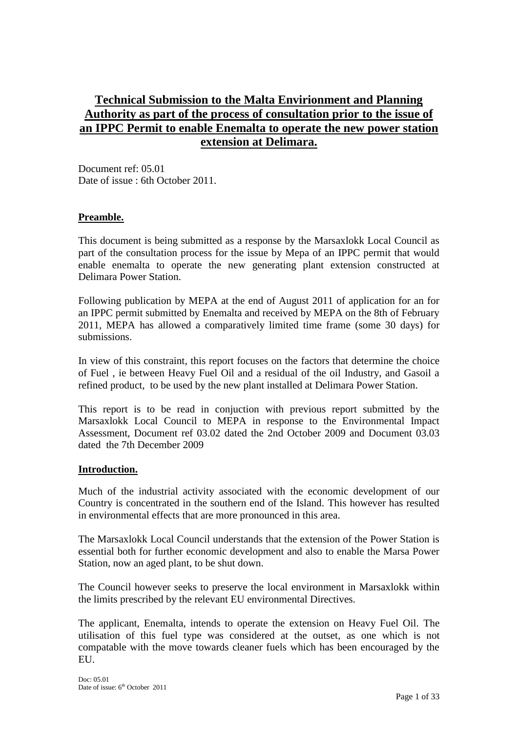# Technical Submission to the Malta Envirionment and Planning Authority as part of the process of consultation prior to the issue of an IPPC Permit to enable Enemalta to operate the new power station extension at Delimara.

Document ref: 05.01
Date of issue : 6th October 2011.

## Preamble.

This document is being submitted as a response by the Marsaxlokk Local Council as part of the consultation process for the issue by Mepa of an IPPC permit that would enable enemalta to operate the new generating plant extension constructed at Delimara Power Station.

Following publication by MEPA at the end of August 2011 of application for an for an IPPC permit submitted by Enemalta and received by MEPA on the 8th of February 2011, MEPA has allowed a comparatively limited time frame (some 30 days) for submissions.

In view of this constraint, this report focuses on the factors that determine the choice of Fuel , ie between Heavy Fuel Oil and a residual of the oil Industry, and Gasoil a refined product, to be used by the new plant installed at Delimara Power Station.

This report is to be read in conjuction with previous report submitted by the Marsaxlokk Local Council to MEPA in response to the Environmental Impact Assessment, Document ref 03.02 dated the 2nd October 2009 and Document 03.03 dated the 7th December 2009

## Introduction.

Much of the industrial activity associated with the economic development of our Country is concentrated in the southern end of the Island. This however has resulted in environmental effects that are more pronounced in this area.

The Marsaxlokk Local Council understands that the extension of the Power Station is essential both for further economic development and also to enable the Marsa Power Station, now an aged plant, to be shut down.

The Council however seeks to preserve the local environment in Marsaxlokk within the limits prescribed by the relevant EU environmental Directives.

The applicant, Enemalta, intends to operate the extension on Heavy Fuel Oil. The utilisation of this fuel type was considered at the outset, as one which is not compatable with the move towards cleaner fuels which has been encouraged by the EU.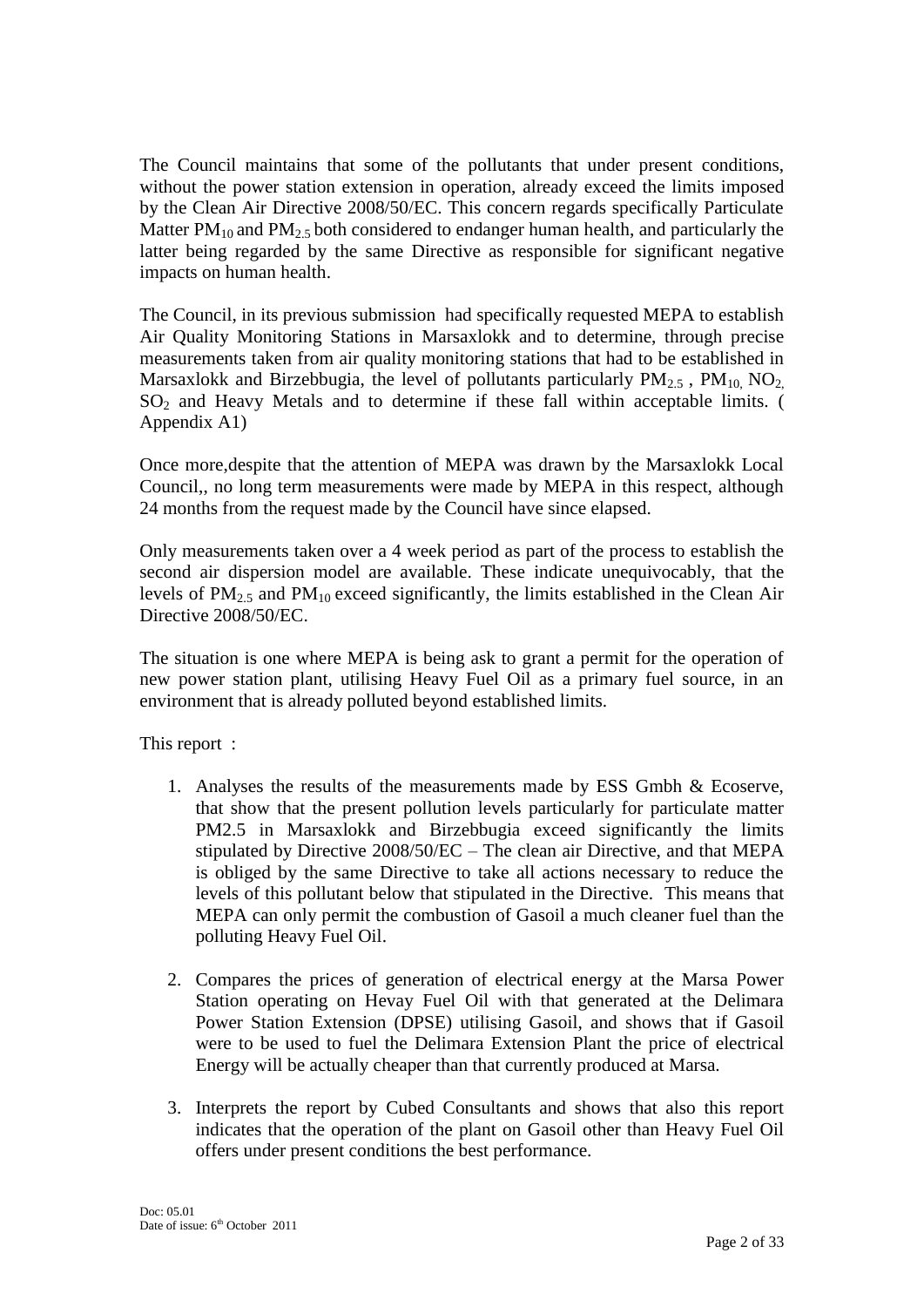The Council maintains that some of the pollutants that under present conditions, without the power station extension in operation, already exceed the limits imposed by the Clean Air Directive 2008/50/EC. This concern regards specifically Particulate Matter $PM_{10}$ and $PM_{2.5}$ both considered to endanger human health, and particularly the latter being regarded by the same Directive as responsible for significant negative impacts on human health.

The Council, in its previous submission had specifically requested MEPA to establish Air Quality Monitoring Stations in Marsaxlokk and to determine, through precise measurements taken from air quality monitoring stations that had to be established in Marsaxlokk and Birzebbugia, the level of pollutants particularly $PM_{2.5}$ , $PM_{10,}$ $NO_{2,}$ $SO_2$ and Heavy Metals and to determine if these fall within acceptable limits. ( Appendix A1)

Once more,despite that the attention of MEPA was drawn by the Marsaxlokk Local Council,, no long term measurements were made by MEPA in this respect, although 24 months from the request made by the Council have since elapsed.

Only measurements taken over a 4 week period as part of the process to establish the second air dispersion model are available. These indicate unequivocably, that the levels of $PM_{2.5}$ and $PM_{10}$ exceed significantly, the limits established in the Clean Air Directive 2008/50/EC.

The situation is one where MEPA is being ask to grant a permit for the operation of new power station plant, utilising Heavy Fuel Oil as a primary fuel source, in an environment that is already polluted beyond established limits.

This report :

1. Analyses the results of the measurements made by ESS Gmbh & Ecoserve, that show that the present pollution levels particularly for particulate matter PM2.5 in Marsaxlokk and Birzebbugia exceed significantly the limits stipulated by Directive 2008/50/EC – The clean air Directive, and that MEPA is obliged by the same Directive to take all actions necessary to reduce the levels of this pollutant below that stipulated in the Directive. This means that MEPA can only permit the combustion of Gasoil a much cleaner fuel than the polluting Heavy Fuel Oil.

2. Compares the prices of generation of electrical energy at the Marsa Power Station operating on Hevay Fuel Oil with that generated at the Delimara Power Station Extension (DPSE) utilising Gasoil, and shows that if Gasoil were to be used to fuel the Delimara Extension Plant the price of electrical Energy will be actually cheaper than that currently produced at Marsa.

3. Interprets the report by Cubed Consultants and shows that also this report indicates that the operation of the plant on Gasoil other than Heavy Fuel Oil offers under present conditions the best performance.

Doc: 05.01
Date of issue: 6th October 2011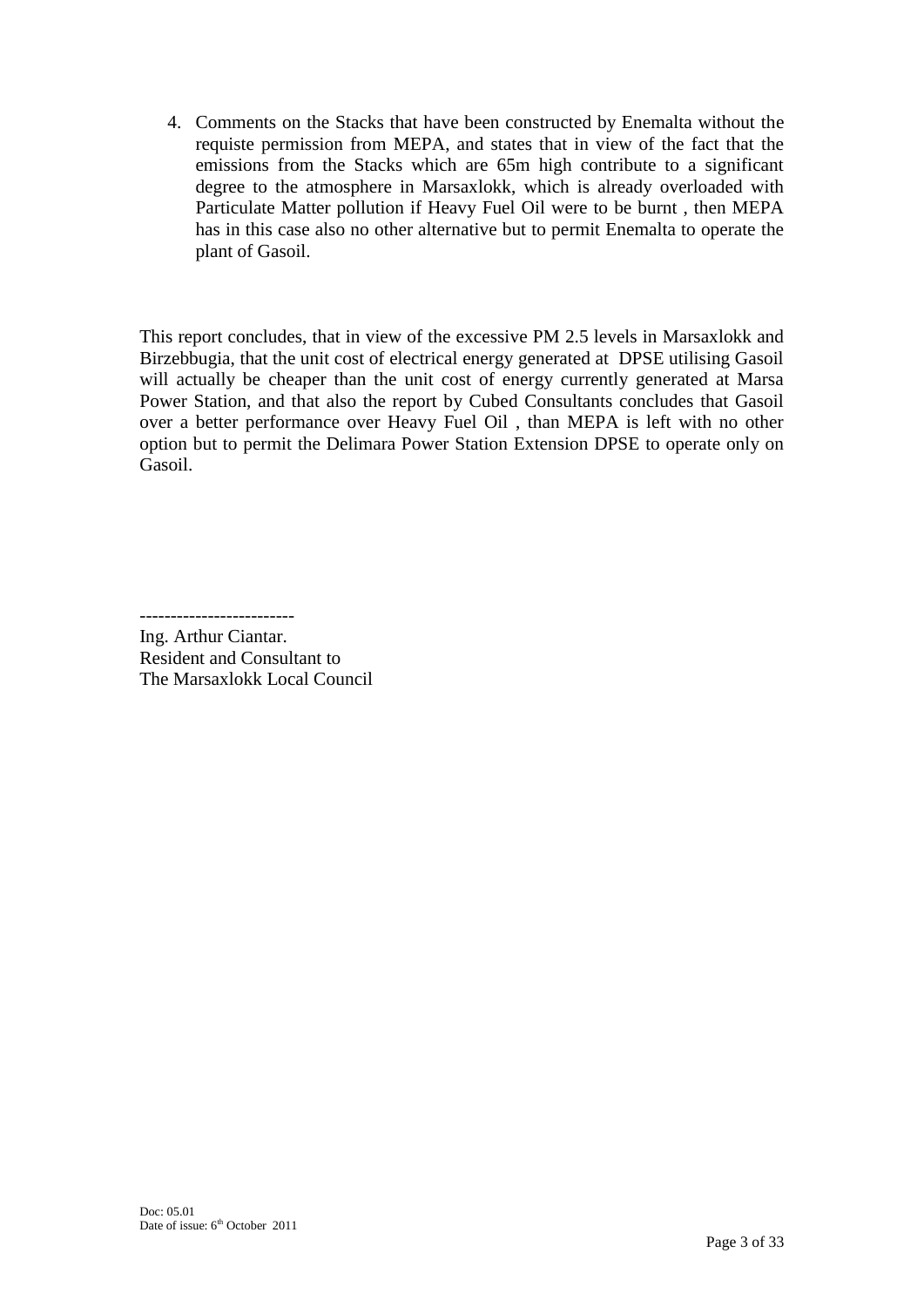4. Comments on the Stacks that have been constructed by Enemalta without the requiste permission from MEPA, and states that in view of the fact that the emissions from the Stacks which are 65m high contribute to a significant degree to the atmosphere in Marsaxlokk, which is already overloaded with Particulate Matter pollution if Heavy Fuel Oil were to be burnt , then MEPA has in this case also no other alternative but to permit Enemalta to operate the plant of Gasoil.

This report concludes, that in view of the excessive PM 2.5 levels in Marsaxlokk and Birzebbugia, that the unit cost of electrical energy generated at DPSE utilising Gasoil will actually be cheaper than the unit cost of energy currently generated at Marsa Power Station, and that also the report by Cubed Consultants concludes that Gasoil over a better performance over Heavy Fuel Oil , than MEPA is left with no other option but to permit the Delimara Power Station Extension DPSE to operate only on Gasoil.

-------------------------
Ing. Arthur Ciantar.
Resident and Consultant to
The Marsaxlokk Local Council

Doc: 05.01
Date of issue: 6th October 2011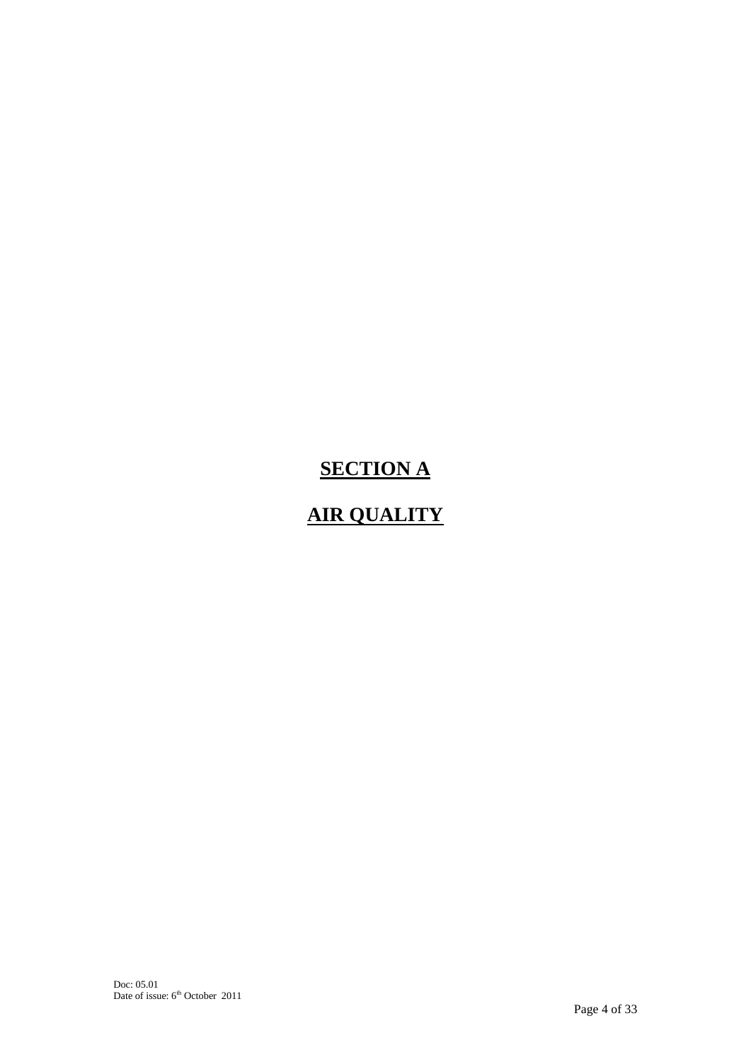# SECTION A

# AIR QUALITY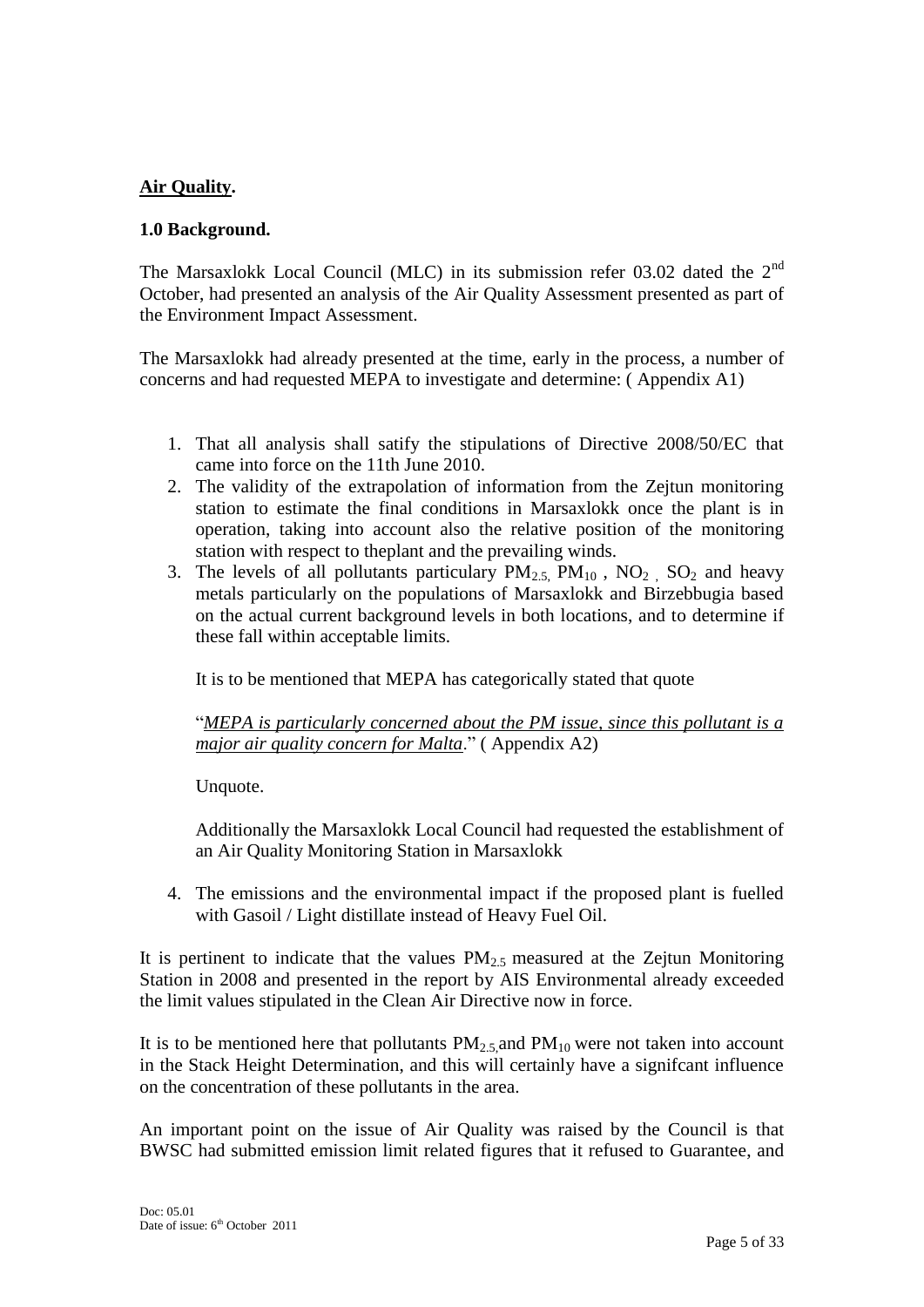**Air Quality.**

**1.0 Background.**

The Marsaxlokk Local Council (MLC) in its submission refer 03.02 dated the 2nd October, had presented an analysis of the Air Quality Assessment presented as part of the Environment Impact Assessment.

The Marsaxlokk had already presented at the time, early in the process, a number of concerns and had requested MEPA to investigate and determine: ( Appendix A1)

1. That all analysis shall satify the stipulations of Directive 2008/50/EC that came into force on the 11th June 2010.
2. The validity of the extrapolation of information from the Zejtun monitoring station to estimate the final conditions in Marsaxlokk once the plant is in operation, taking into account also the relative position of the monitoring station with respect to theplant and the prevailing winds.
3. The levels of all pollutants particulary $PM_{2.5}$, $PM_{10}$ , $NO_2$ , $SO_2$ and heavy metals particularly on the populations of Marsaxlokk and Birzebbugia based on the actual current background levels in both locations, and to determine if these fall within acceptable limits.

   It is to be mentioned that MEPA has categorically stated that quote

   "*MEPA is particularly concerned about the PM issue, since this pollutant is a major air quality concern for Malta*." ( Appendix A2)

   Unquote.

   Additionally the Marsaxlokk Local Council had requested the establishment of an Air Quality Monitoring Station in Marsaxlokk

4. The emissions and the environmental impact if the proposed plant is fuelled with Gasoil / Light distillate instead of Heavy Fuel Oil.

It is pertinent to indicate that the values $PM_{2.5}$ measured at the Zejtun Monitoring Station in 2008 and presented in the report by AIS Environmental already exceeded the limit values stipulated in the Clean Air Directive now in force.

It is to be mentioned here that pollutants $PM_{2.5}$ and $PM_{10}$ were not taken into account in the Stack Height Determination, and this will certainly have a signifcant influence on the concentration of these pollutants in the area.

An important point on the issue of Air Quality was raised by the Council is that BWSC had submitted emission limit related figures that it refused to Guarantee, and

Doc: 05.01
Date of issue: 6th October 2011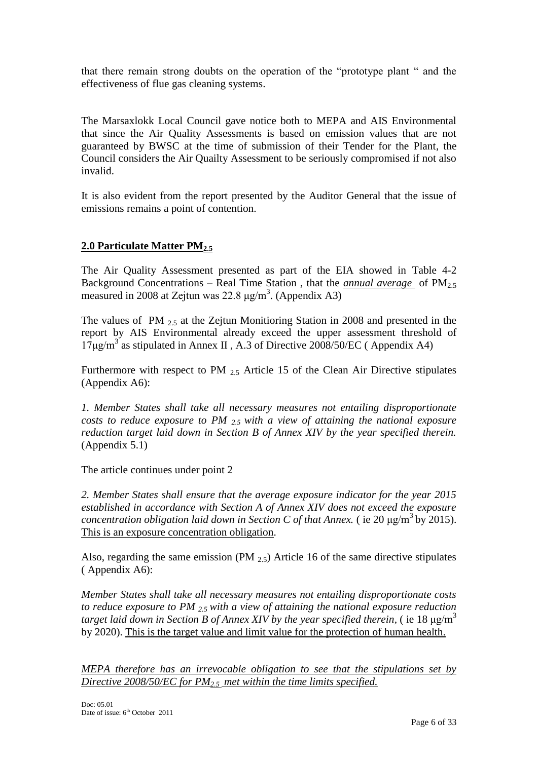that there remain strong doubts on the operation of the "prototype plant " and the effectiveness of flue gas cleaning systems.

The Marsaxlokk Local Council gave notice both to MEPA and AIS Environmental that since the Air Quality Assessments is based on emission values that are not guaranteed by BWSC at the time of submission of their Tender for the Plant, the Council considers the Air Quailty Assessment to be seriously compromised if not also invalid.

It is also evident from the report presented by the Auditor General that the issue of emissions remains a point of contention.

## 2.0 Particulate Matter $PM_{2.5}$

The Air Quality Assessment presented as part of the EIA showed in Table 4-2 Background Concentrations – Real Time Station , that the ***annual average*** of $PM_{2.5}$ measured in 2008 at Zejtun was 22.8 $\mu g/m^3$. (Appendix A3)

The values of PM $_{2.5}$ at the Zejtun Monitioring Station in 2008 and presented in the report by AIS Environmental already exceed the upper assessment threshold of 17$\mu g/m^3$ as stipulated in Annex II , A.3 of Directive 2008/50/EC ( Appendix A4)

Furthermore with respect to PM $_{2.5}$ Article 15 of the Clean Air Directive stipulates (Appendix A6):

*1. Member States shall take all necessary measures not entailing disproportionate costs to reduce exposure to PM $_{2.5}$ with a view of attaining the national exposure reduction target laid down in Section B of Annex XIV by the year specified therein.* (Appendix 5.1)

The article continues under point 2

*2. Member States shall ensure that the average exposure indicator for the year 2015 established in accordance with Section A of Annex XIV does not exceed the exposure concentration obligation laid down in Section C of that Annex.* ( ie 20 $\mu g/m^3$ by 2015). This is an exposure concentration obligation.

Also, regarding the same emission (PM $_{2.5}$) Article 16 of the same directive stipulates ( Appendix A6):

*Member States shall take all necessary measures not entailing disproportionate costs to reduce exposure to PM $_{2.5}$ with a view of attaining the national exposure reduction target laid down in Section B of Annex XIV by the year specified therein*, ( ie 18 $\mu g/m^3$ by 2020). This is the target value and limit value for the protection of human health.

*MEPA therefore has an irrevocable obligation to see that the stipulations set by Directive 2008/50/EC for $PM_{2.5}$ met within the time limits specified.*

Doc: 05.01
Date of issue: 6th October 2011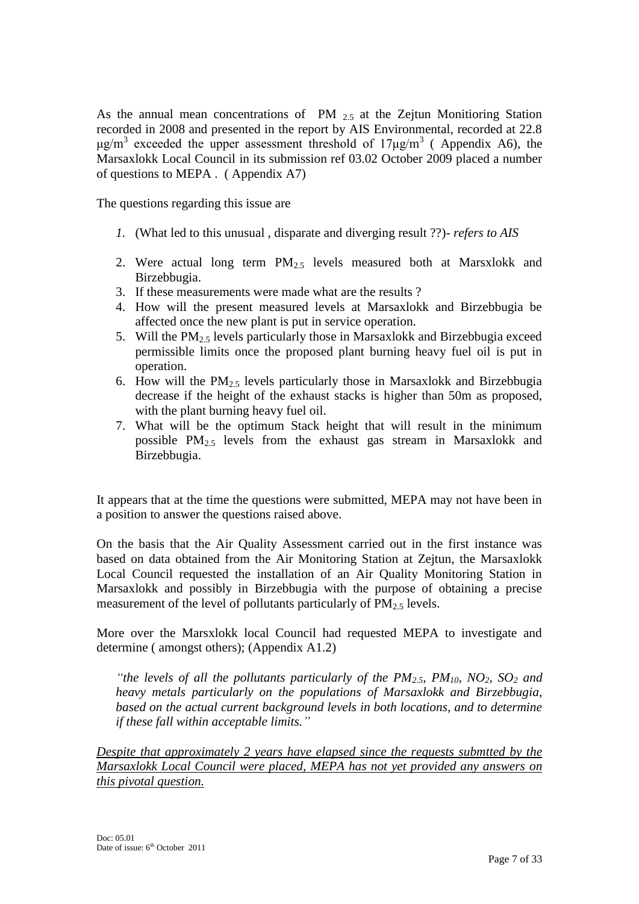As the annual mean concentrations of PM $_{2.5}$ at the Zejtun Monitioring Station recorded in 2008 and presented in the report by AIS Environmental, recorded at 22.8 $\mu g/m^3$ exceeded the upper assessment threshold of $17\mu g/m^3$ ( Appendix A6), the Marsaxlokk Local Council in its submission ref 03.02 October 2009 placed a number of questions to MEPA . ( Appendix A7)

The questions regarding this issue are

1. (What led to this unusual , disparate and diverging result ??)- *refers to AIS*
2. Were actual long term $PM_{2.5}$ levels measured both at Marsxlokk and Birzebbugia.
3. If these measurements were made what are the results ?
4. How will the present measured levels at Marsaxlokk and Birzebbugia be affected once the new plant is put in service operation.
5. Will the $PM_{2.5}$ levels particularly those in Marsaxlokk and Birzebbugia exceed permissible limits once the proposed plant burning heavy fuel oil is put in operation.
6. How will the $PM_{2.5}$ levels particularly those in Marsaxlokk and Birzebbugia decrease if the height of the exhaust stacks is higher than 50m as proposed, with the plant burning heavy fuel oil.
7. What will be the optimum Stack height that will result in the minimum possible $PM_{2.5}$ levels from the exhaust gas stream in Marsaxlokk and Birzebbugia.

It appears that at the time the questions were submitted, MEPA may not have been in a position to answer the questions raised above.

On the basis that the Air Quality Assessment carried out in the first instance was based on data obtained from the Air Monitoring Station at Zejtun, the Marsaxlokk Local Council requested the installation of an Air Quality Monitoring Station in Marsaxlokk and possibly in Birzebbugia with the purpose of obtaining a precise measurement of the level of pollutants particularly of $PM_{2.5}$ levels.

More over the Marsxlokk local Council had requested MEPA to investigate and determine ( amongst others); (Appendix A1.2)

> *"the levels of all the pollutants particularly of the $PM_{2.5}$, $PM_{10}$, $NO_2$, $SO_2$ and heavy metals particularly on the populations of Marsaxlokk and Birzebbugia, based on the actual current background levels in both locations, and to determine if these fall within acceptable limits."*

*<u>Despite that approximately 2 years have elapsed since the requests submtted by the Marsaxlokk Local Council were placed, MEPA has not yet provided any answers on this pivotal question.</u>*

Doc: 05.01
Date of issue: 6th October 2011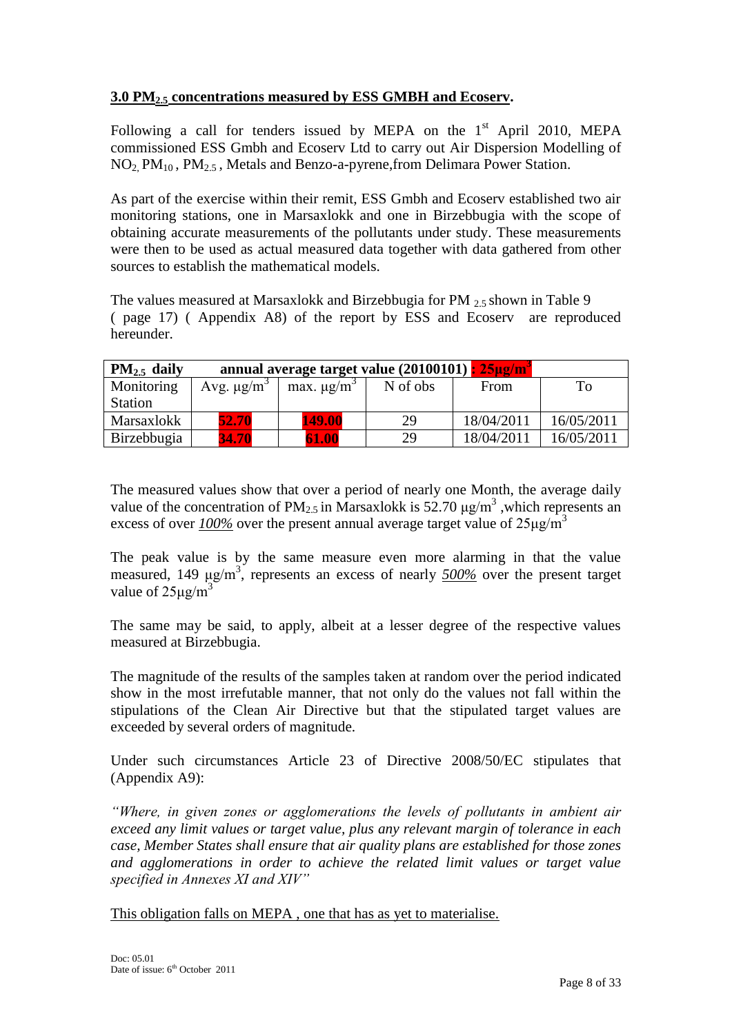## 3.0 $PM_{2.5}$ concentrations measured by ESS GMBH and Ecoserv.

Following a call for tenders issued by MEPA on the 1st April 2010, MEPA commissioned ESS Gmbh and Ecoserv Ltd to carry out Air Dispersion Modelling of $NO_2$, $PM_{10}$, $PM_{2.5}$, Metals and Benzo-a-pyrene,from Delimara Power Station.

As part of the exercise within their remit, ESS Gmbh and Ecoserv established two air monitoring stations, one in Marsaxlokk and one in Birzebbugia with the scope of obtaining accurate measurements of the pollutants under study. These measurements were then to be used as actual measured data together with data gathered from other sources to establish the mathematical models.

The values measured at Marsaxlokk and Birzebbugia for PM $_{2.5}$ shown in Table 9 ( page 17) ( Appendix A8) of the report by ESS and Ecoserv are reproduced hereunder.

| **$PM_{2.5}$ daily** | **annual average target value (20100101) : 25µg/m$^3$** | | | | |
|---|---|---|---|---|---|
| Monitoring Station | Avg. µg/m$^3$ | max. µg/m$^3$ | N of obs | From | To |
| Marsaxlokk | 52.70 | 149.00 | 29 | 18/04/2011 | 16/05/2011 |
| Birzebbugia | 34.70 | 61.00 | 29 | 18/04/2011 | 16/05/2011 |

The measured values show that over a period of nearly one Month, the average daily value of the concentration of $PM_{2.5}$ in Marsaxlokk is 52.70 µg/m$^3$ ,which represents an excess of over ***100%*** over the present annual average target value of 25µg/m$^3$

The peak value is by the same measure even more alarming in that the value measured, 149 µg/m$^3$, represents an excess of nearly ***500%*** over the present target value of 25µg/m$^3$

The same may be said, to apply, albeit at a lesser degree of the respective values measured at Birzebbugia.

The magnitude of the results of the samples taken at random over the period indicated show in the most irrefutable manner, that not only do the values not fall within the stipulations of the Clean Air Directive but that the stipulated target values are exceeded by several orders of magnitude.

Under such circumstances Article 23 of Directive 2008/50/EC stipulates that (Appendix A9):

*"Where, in given zones or agglomerations the levels of pollutants in ambient air exceed any limit values or target value, plus any relevant margin of tolerance in each case, Member States shall ensure that air quality plans are established for those zones and agglomerations in order to achieve the related limit values or target value specified in Annexes XI and XIV"*

This obligation falls on MEPA , one that has as yet to materialise.

Doc: 05.01
Date of issue: 6th October 2011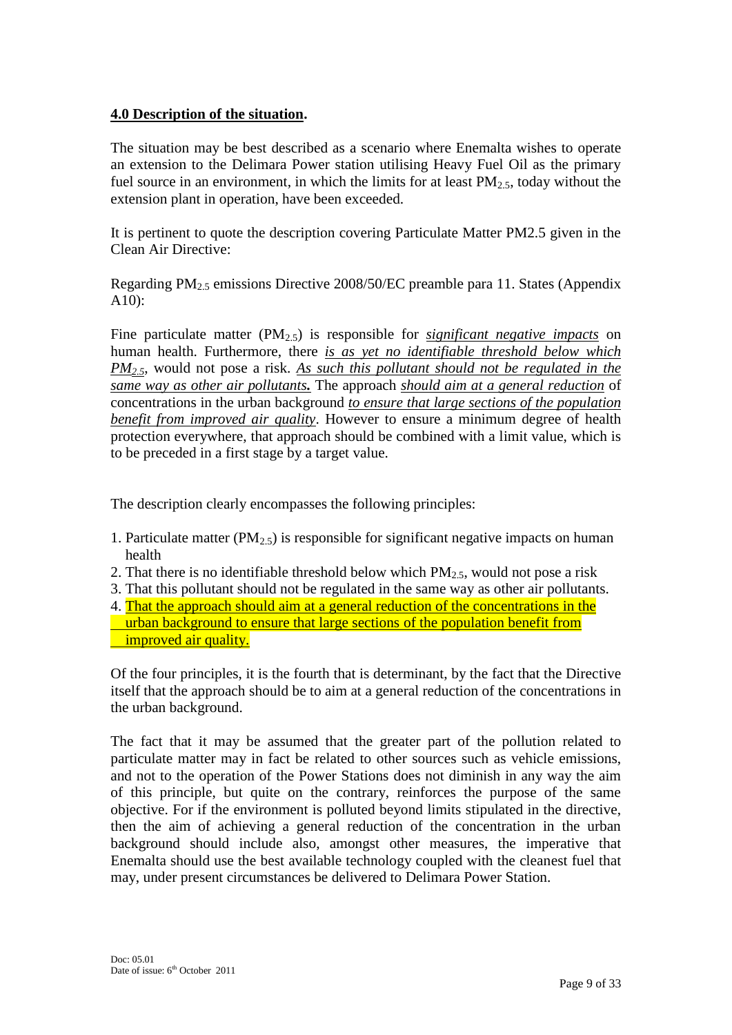## **4.0 Description of the situation.**

The situation may be best described as a scenario where Enemalta wishes to operate an extension to the Delimara Power station utilising Heavy Fuel Oil as the primary fuel source in an environment, in which the limits for at least $PM_{2.5}$, today without the extension plant in operation, have been exceeded.

It is pertinent to quote the description covering Particulate Matter PM2.5 given in the Clean Air Directive:

Regarding $PM_{2.5}$ emissions Directive 2008/50/EC preamble para 11. States (Appendix A10):

Fine particulate matter ($PM_{2.5}$) is responsible for ***significant negative impacts*** on human health. Furthermore, there ***is as yet no identifiable threshold below which*** $PM_{2.5}$, would not pose a risk. ***As such this pollutant should not be regulated in the same way as other air pollutants.*** The approach ***should aim at a general reduction*** of concentrations in the urban background ***to ensure that large sections of the population benefit from improved air quality***. However to ensure a minimum degree of health protection everywhere, that approach should be combined with a limit value, which is to be preceded in a first stage by a target value.

The description clearly encompasses the following principles:

1. Particulate matter ($PM_{2.5}$) is responsible for significant negative impacts on human health
2. That there is no identifiable threshold below which $PM_{2.5}$, would not pose a risk
3. That this pollutant should not be regulated in the same way as other air pollutants.
4. That the approach should aim at a general reduction of the concentrations in the urban background to ensure that large sections of the population benefit from improved air quality.

Of the four principles, it is the fourth that is determinant, by the fact that the Directive itself that the approach should be to aim at a general reduction of the concentrations in the urban background.

The fact that it may be assumed that the greater part of the pollution related to particulate matter may in fact be related to other sources such as vehicle emissions, and not to the operation of the Power Stations does not diminish in any way the aim of this principle, but quite on the contrary, reinforces the purpose of the same objective. For if the environment is polluted beyond limits stipulated in the directive, then the aim of achieving a general reduction of the concentration in the urban background should include also, amongst other measures, the imperative that Enemalta should use the best available technology coupled with the cleanest fuel that may, under present circumstances be delivered to Delimara Power Station.

Doc: 05.01
Date of issue: 6th October 2011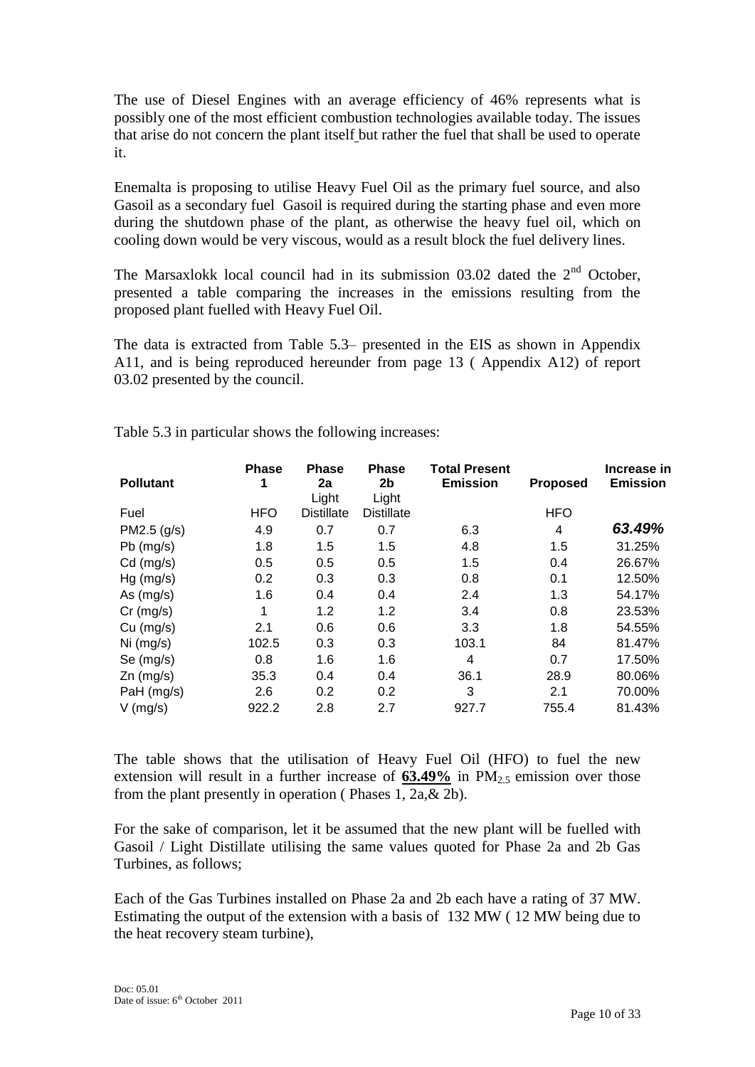The use of Diesel Engines with an average efficiency of 46% represents what is possibly one of the most efficient combustion technologies available today. The issues that arise do not concern the plant itself but rather the fuel that shall be used to operate it.

Enemalta is proposing to utilise Heavy Fuel Oil as the primary fuel source, and also Gasoil as a secondary fuel Gasoil is required during the starting phase and even more during the shutdown phase of the plant, as otherwise the heavy fuel oil, which on cooling down would be very viscous, would as a result block the fuel delivery lines.

The Marsaxlokk local council had in its submission 03.02 dated the 2[nd] October, presented a table comparing the increases in the emissions resulting from the proposed plant fuelled with Heavy Fuel Oil.

The data is extracted from Table 5.3– presented in the EIS as shown in Appendix A11, and is being reproduced hereunder from page 13 ( Appendix A12) of report 03.02 presented by the council.

Table 5.3 in particular shows the following increases:

| Pollutant | Phase 1 | Phase 2a | Phase 2b | Total Present Emission | Proposed | Increase in Emission |
|---|---|---|---|---|---|---|
| Fuel | HFO | Light Distillate | Light Distillate | | HFO | |
| PM2.5 (g/s) | 4.9 | 0.7 | 0.7 | 6.3 | 4 | ***63.49%*** |
| Pb (mg/s) | 1.8 | 1.5 | 1.5 | 4.8 | 1.5 | 31.25% |
| Cd (mg/s) | 0.5 | 0.5 | 0.5 | 1.5 | 0.4 | 26.67% |
| Hg (mg/s) | 0.2 | 0.3 | 0.3 | 0.8 | 0.1 | 12.50% |
| As (mg/s) | 1.6 | 0.4 | 0.4 | 2.4 | 1.3 | 54.17% |
| Cr (mg/s) | 1 | 1.2 | 1.2 | 3.4 | 0.8 | 23.53% |
| Cu (mg/s) | 2.1 | 0.6 | 0.6 | 3.3 | 1.8 | 54.55% |
| Ni (mg/s) | 102.5 | 0.3 | 0.3 | 103.1 | 84 | 81.47% |
| Se (mg/s) | 0.8 | 1.6 | 1.6 | 4 | 0.7 | 17.50% |
| Zn (mg/s) | 35.3 | 0.4 | 0.4 | 36.1 | 28.9 | 80.06% |
| PaH (mg/s) | 2.6 | 0.2 | 0.2 | 3 | 2.1 | 70.00% |
| V (mg/s) | 922.2 | 2.8 | 2.7 | 927.7 | 755.4 | 81.43% |

The table shows that the utilisation of Heavy Fuel Oil (HFO) to fuel the new extension will result in a further increase of **63.49%** in $PM_{2.5}$ emission over those from the plant presently in operation ( Phases 1, 2a,& 2b).

For the sake of comparison, let it be assumed that the new plant will be fuelled with Gasoil / Light Distillate utilising the same values quoted for Phase 2a and 2b Gas Turbines, as follows;

Each of the Gas Turbines installed on Phase 2a and 2b each have a rating of 37 MW. Estimating the output of the extension with a basis of 132 MW ( 12 MW being due to the heat recovery steam turbine),

Doc: 05.01
Date of issue: 6[th] October 2011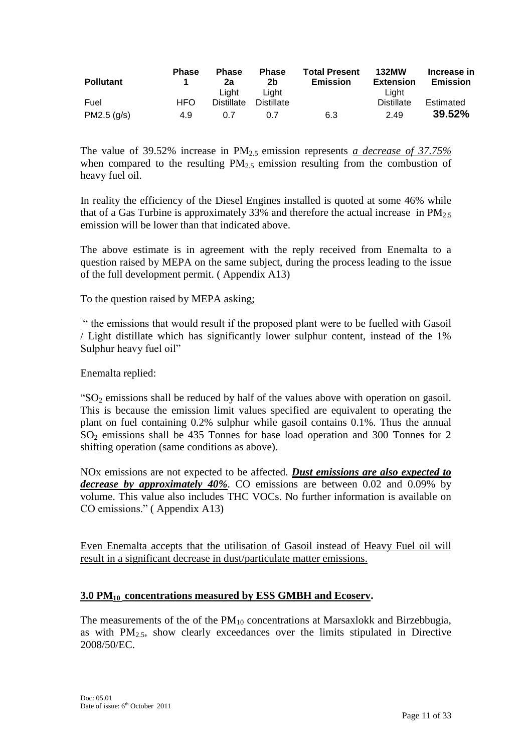| Pollutant | Phase 1 | Phase 2a | Phase 2b | Total Present Emission | 132MW Extension | Increase in Emission |
|---|---|---|---|---|---|---|
| Fuel | HFO | Light Distillate | Light Distillate | | Light Distillate | Estimated |
| PM2.5 (g/s) | 4.9 | 0.7 | 0.7 | 6.3 | 2.49 | **39.52%** |

The value of 39.52% increase in $PM_{2.5}$ emission represents *a decrease of 37.75%* when compared to the resulting $PM_{2.5}$ emission resulting from the combustion of heavy fuel oil.

In reality the efficiency of the Diesel Engines installed is quoted at some 46% while that of a Gas Turbine is approximately 33% and therefore the actual increase in $PM_{2.5}$ emission will be lower than that indicated above.

The above estimate is in agreement with the reply received from Enemalta to a question raised by MEPA on the same subject, during the process leading to the issue of the full development permit. ( Appendix A13)

To the question raised by MEPA asking;

" the emissions that would result if the proposed plant were to be fuelled with Gasoil / Light distillate which has significantly lower sulphur content, instead of the 1% Sulphur heavy fuel oil"

Enemalta replied:

"$SO_2$ emissions shall be reduced by half of the values above with operation on gasoil. This is because the emission limit values specified are equivalent to operating the plant on fuel containing 0.2% sulphur while gasoil contains 0.1%. Thus the annual $SO_2$ emissions shall be 435 Tonnes for base load operation and 300 Tonnes for 2 shifting operation (same conditions as above).

NOx emissions are not expected to be affected. ***Dust emissions are also expected to decrease by approximately 40%***. CO emissions are between 0.02 and 0.09% by volume. This value also includes THC VOCs. No further information is available on CO emissions." ( Appendix A13)

Even Enemalta accepts that the utilisation of Gasoil instead of Heavy Fuel oil will result in a significant decrease in dust/particulate matter emissions.

## 3.0 $PM_{10}$ concentrations measured by ESS GMBH and Ecoserv.

The measurements of the of the $PM_{10}$ concentrations at Marsaxlokk and Birzebbugia, as with $PM_{2.5}$, show clearly exceedances over the limits stipulated in Directive 2008/50/EC.

Doc: 05.01
Date of issue: 6th October 2011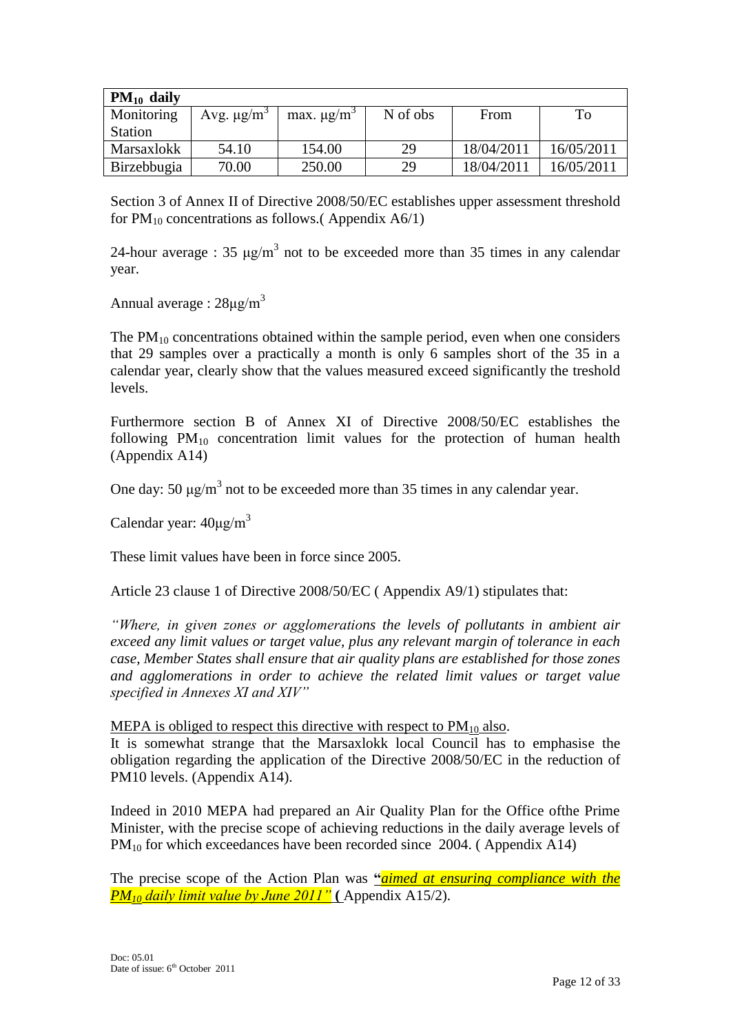| $PM_{10}$ daily | | | | | |
|---|---|---|---|---|---|
| Monitoring Station | Avg. $\mu g/m^3$ | max. $\mu g/m^3$ | N of obs | From | To |
| Marsaxlokk | 54.10 | 154.00 | 29 | 18/04/2011 | 16/05/2011 |
| Birzebbugia | 70.00 | 250.00 | 29 | 18/04/2011 | 16/05/2011 |

Section 3 of Annex II of Directive 2008/50/EC establishes upper assessment threshold for $PM_{10}$ concentrations as follows.( Appendix A6/1)

24-hour average : 35 $\mu g/m^3$ not to be exceeded more than 35 times in any calendar year.

Annual average : 28$\mu g/m^3$

The $PM_{10}$ concentrations obtained within the sample period, even when one considers that 29 samples over a practically a month is only 6 samples short of the 35 in a calendar year, clearly show that the values measured exceed significantly the treshold levels.

Furthermore section B of Annex XI of Directive 2008/50/EC establishes the following $PM_{10}$ concentration limit values for the protection of human health (Appendix A14)

One day: 50 $\mu g/m^3$ not to be exceeded more than 35 times in any calendar year.

Calendar year: 40$\mu g/m^3$

These limit values have been in force since 2005.

Article 23 clause 1 of Directive 2008/50/EC ( Appendix A9/1) stipulates that:

*"Where, in given zones or agglomerations the levels of pollutants in ambient air exceed any limit values or target value, plus any relevant margin of tolerance in each case, Member States shall ensure that air quality plans are established for those zones and agglomerations in order to achieve the related limit values or target value specified in Annexes XI and XIV"*

MEPA is obliged to respect this directive with respect to $PM_{10}$ also.
It is somewhat strange that the Marsaxlokk local Council has to emphasise the obligation regarding the application of the Directive 2008/50/EC in the reduction of PM10 levels. (Appendix A14).

Indeed in 2010 MEPA had prepared an Air Quality Plan for the Office ofthe Prime Minister, with the precise scope of achieving reductions in the daily average levels of $PM_{10}$ for which exceedances have been recorded since 2004. ( Appendix A14)

The precise scope of the Action Plan was **"*aimed at ensuring compliance with the $PM_{10}$ daily limit value by June 2011"*** **(** Appendix A15/2).

Doc: 05.01
Date of issue: 6th October 2011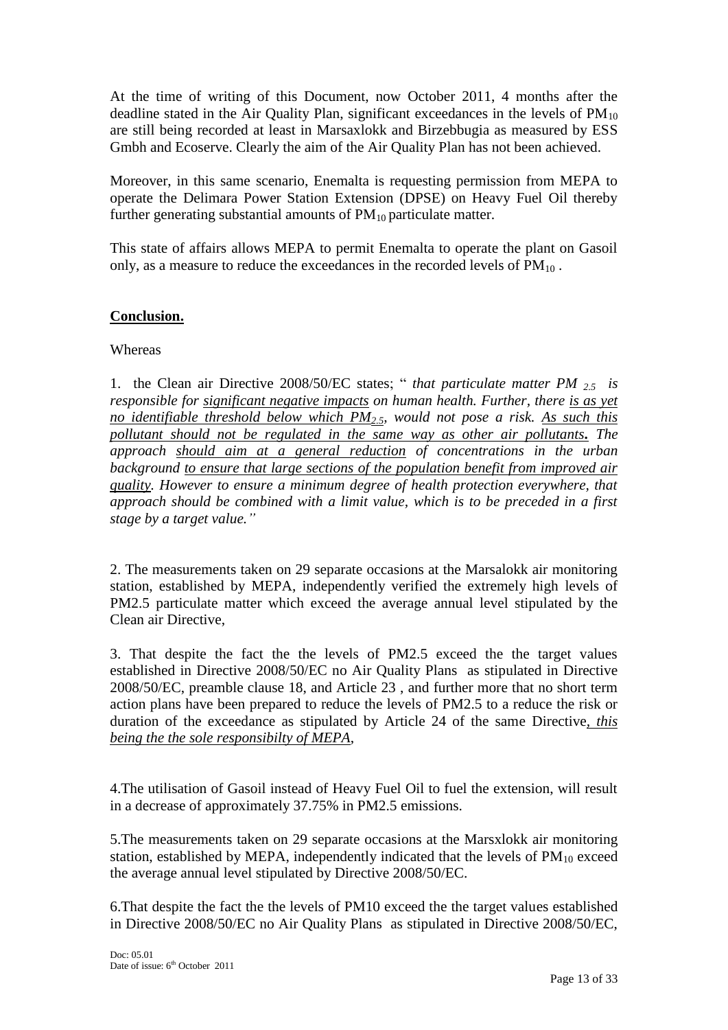At the time of writing of this Document, now October 2011, 4 months after the deadline stated in the Air Quality Plan, significant exceedances in the levels of $PM_{10}$ are still being recorded at least in Marsaxlokk and Birzebbugia as measured by ESS Gmbh and Ecoserve. Clearly the aim of the Air Quality Plan has not been achieved.

Moreover, in this same scenario, Enemalta is requesting permission from MEPA to operate the Delimara Power Station Extension (DPSE) on Heavy Fuel Oil thereby further generating substantial amounts of $PM_{10}$ particulate matter.

This state of affairs allows MEPA to permit Enemalta to operate the plant on Gasoil only, as a measure to reduce the exceedances in the recorded levels of $PM_{10}$ .

## Conclusion.

Whereas

1. the Clean air Directive 2008/50/EC states; " *that particulate matter $PM_{2.5}$ is responsible for significant negative impacts on human health. Further, there is as yet no identifiable threshold below which $PM_{2.5}$, would not pose a risk. **As such this pollutant should not be regulated in the same way as other air pollutants.** The approach should aim at a general reduction of concentrations in the urban background to ensure that large sections of the population benefit from improved air quality. However to ensure a minimum degree of health protection everywhere, that approach should be combined with a limit value, which is to be preceded in a first stage by a target value."*

2. The measurements taken on 29 separate occasions at the Marsalokk air monitoring station, established by MEPA, independently verified the extremely high levels of PM2.5 particulate matter which exceed the average annual level stipulated by the Clean air Directive,

3. That despite the fact the the levels of PM2.5 exceed the the target values established in Directive 2008/50/EC no Air Quality Plans as stipulated in Directive 2008/50/EC, preamble clause 18, and Article 23 , and further more that no short term action plans have been prepared to reduce the levels of PM2.5 to a reduce the risk or duration of the exceedance as stipulated by Article 24 of the same Directive*, this being the the sole responsibilty of MEPA*,

4.The utilisation of Gasoil instead of Heavy Fuel Oil to fuel the extension, will result in a decrease of approximately 37.75% in PM2.5 emissions.

5.The measurements taken on 29 separate occasions at the Marsxlokk air monitoring station, established by MEPA, independently indicated that the levels of $PM_{10}$ exceed the average annual level stipulated by Directive 2008/50/EC.

6.That despite the fact the the levels of PM10 exceed the the target values established in Directive 2008/50/EC no Air Quality Plans as stipulated in Directive 2008/50/EC,

Doc: 05.01
Date of issue: 6th October 2011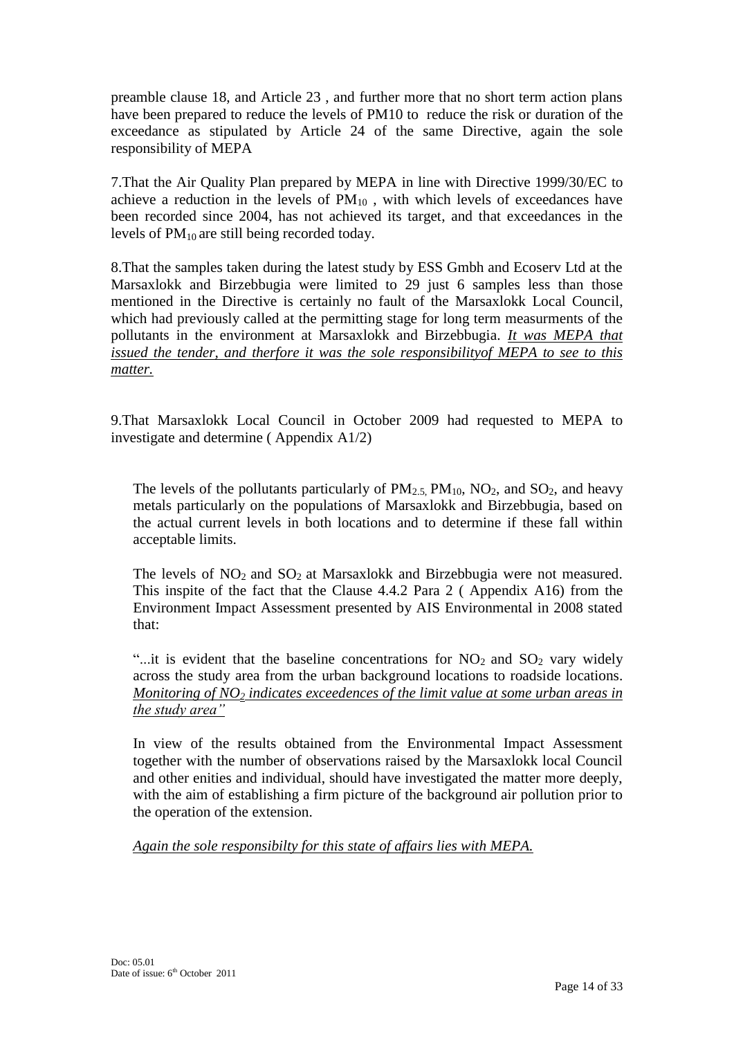preamble clause 18, and Article 23 , and further more that no short term action plans have been prepared to reduce the levels of PM10 to reduce the risk or duration of the exceedance as stipulated by Article 24 of the same Directive, again the sole responsibility of MEPA

7.That the Air Quality Plan prepared by MEPA in line with Directive 1999/30/EC to achieve a reduction in the levels of $PM_{10}$ , with which levels of exceedances have been recorded since 2004, has not achieved its target, and that exceedances in the levels of $PM_{10}$ are still being recorded today.

8.That the samples taken during the latest study by ESS Gmbh and Ecoserv Ltd at the Marsaxlokk and Birzebbugia were limited to 29 just 6 samples less than those mentioned in the Directive is certainly no fault of the Marsaxlokk Local Council, which had previously called at the permitting stage for long term measurments of the pollutants in the environment at Marsaxlokk and Birzebbugia. _It was MEPA that issued the tender, and therfore it was the sole responsibilityof MEPA to see to this matter._

9.That Marsaxlokk Local Council in October 2009 had requested to MEPA to investigate and determine ( Appendix A1/2)

> The levels of the pollutants particularly of $PM_{2.5}$, $PM_{10}$, $NO_2$, and $SO_2$, and heavy metals particularly on the populations of Marsaxlokk and Birzebbugia, based on the actual current levels in both locations and to determine if these fall within acceptable limits.
>
> The levels of $NO_2$ and $SO_2$ at Marsaxlokk and Birzebbugia were not measured. This inspite of the fact that the Clause 4.4.2 Para 2 ( Appendix A16) from the Environment Impact Assessment presented by AIS Environmental in 2008 stated that:
>
> "...it is evident that the baseline concentrations for $NO_2$ and $SO_2$ vary widely across the study area from the urban background locations to roadside locations. _Monitoring of $NO_2$ indicates exceedences of the limit value at some urban areas in the study area"_
>
> In view of the results obtained from the Environmental Impact Assessment together with the number of observations raised by the Marsaxlokk local Council and other enities and individual, should have investigated the matter more deeply, with the aim of establishing a firm picture of the background air pollution prior to the operation of the extension.
>
> _Again the sole responsibilty for this state of affairs lies with MEPA._

Doc: 05.01
Date of issue: 6th October 2011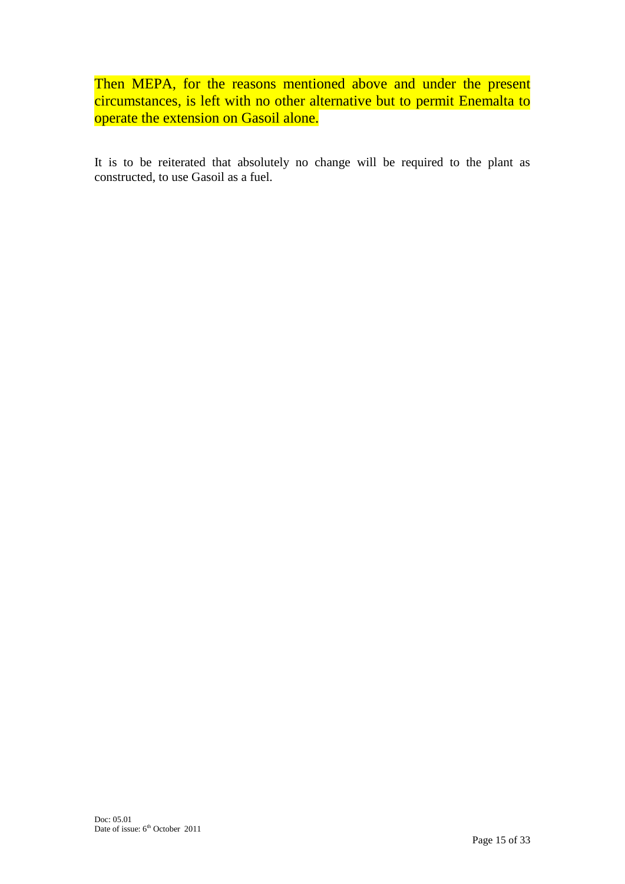Then MEPA, for the reasons mentioned above and under the present circumstances, is left with no other alternative but to permit Enemalta to operate the extension on Gasoil alone.

It is to be reiterated that absolutely no change will be required to the plant as constructed, to use Gasoil as a fuel.

Doc: 05.01
Date of issue: 6th October 2011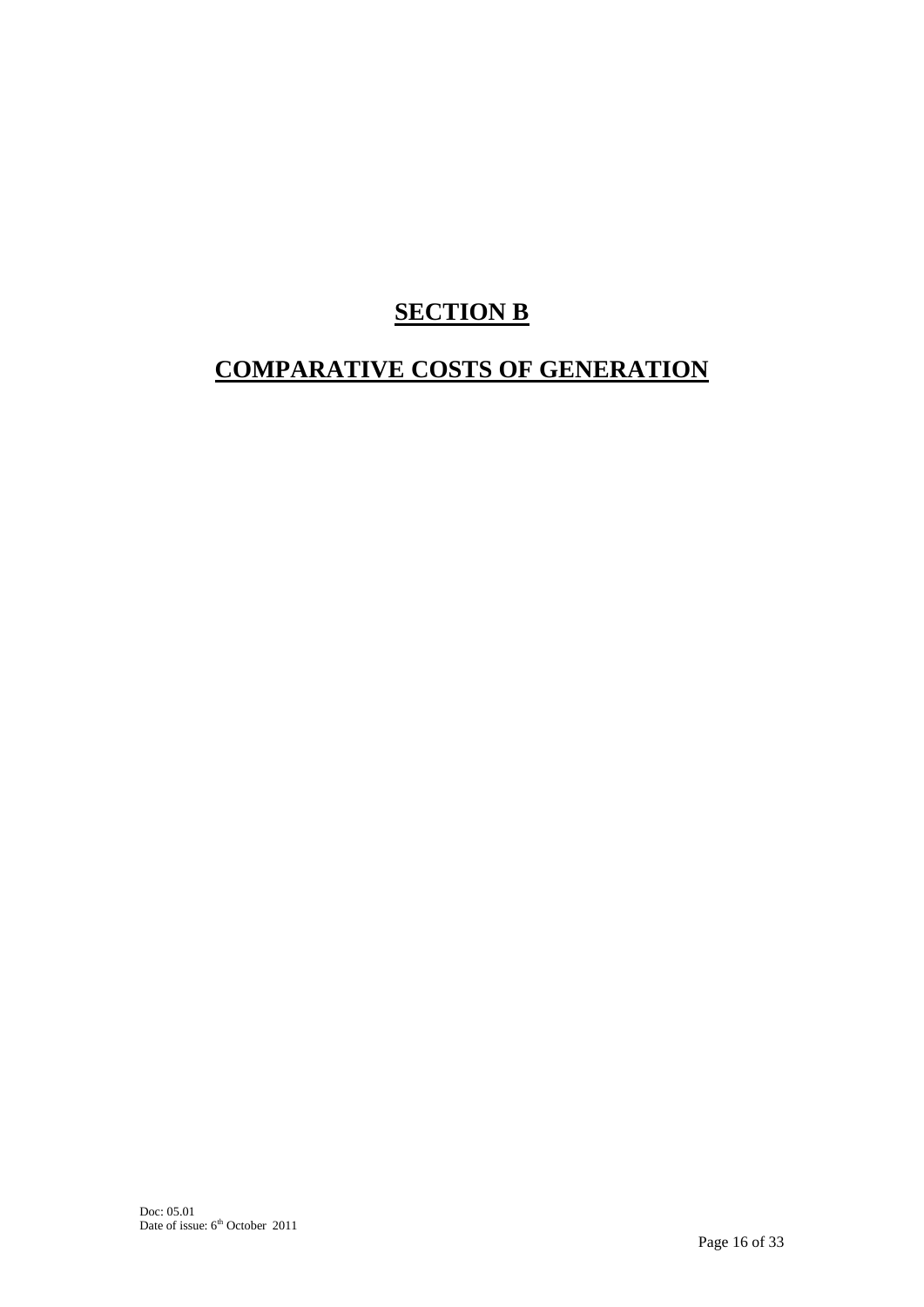# SECTION B

# COMPARATIVE COSTS OF GENERATION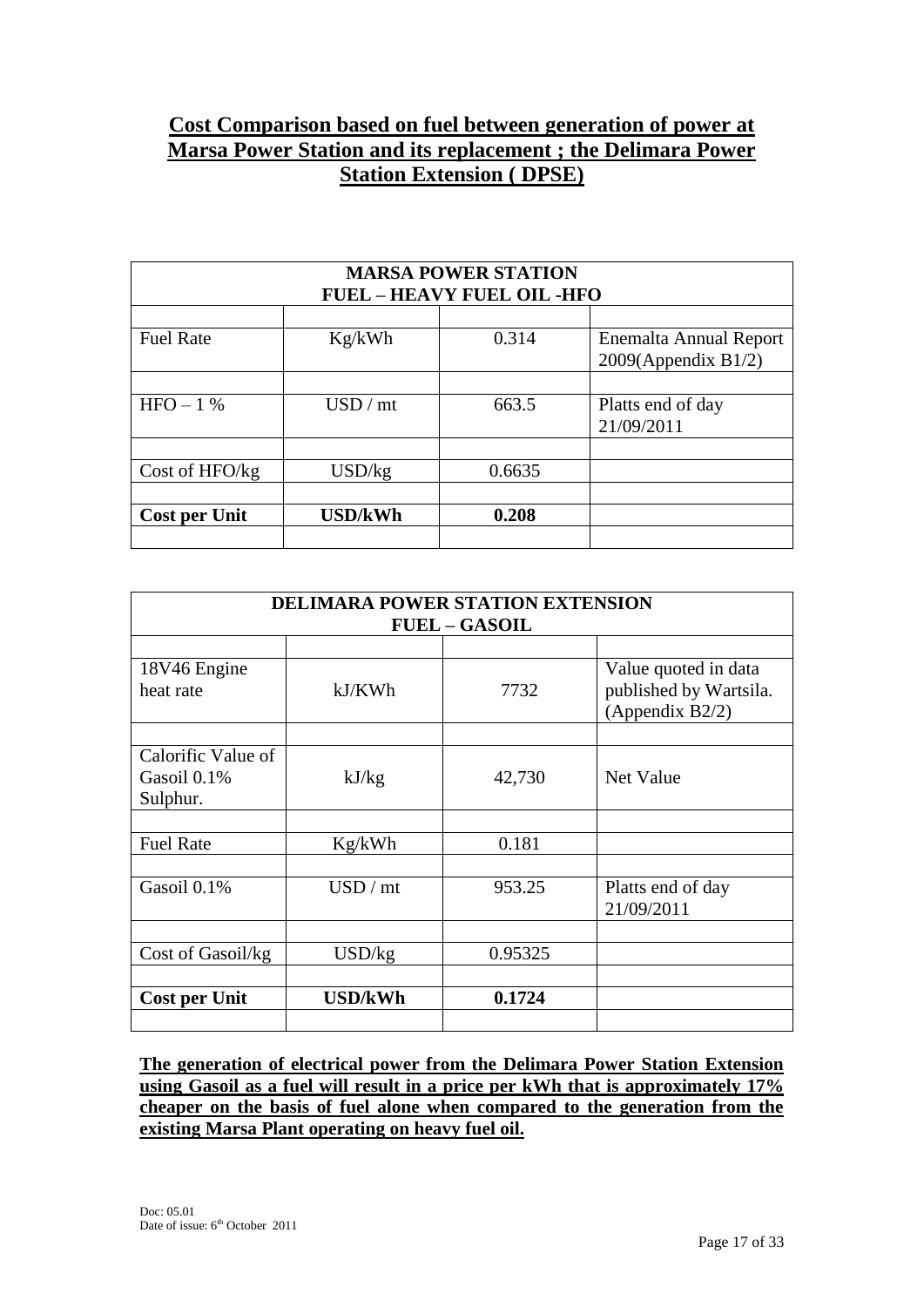# Cost Comparison based on fuel between generation of power at Marsa Power Station and its replacement ; the Delimara Power Station Extension ( DPSE)

| MARSA POWER STATION FUEL – HEAVY FUEL OIL -HFO | | | |
|---|---|---|---|
| | | | |
| Fuel Rate | Kg/kWh | 0.314 | Enemalta Annual Report 2009(Appendix B1/2) |
| | | | |
| HFO – 1 % | USD / mt | 663.5 | Platts end of day 21/09/2011 |
| | | | |
| Cost of HFO/kg | USD/kg | 0.6635 | |
| | | | |
| **Cost per Unit** | **USD/kWh** | **0.208** | |
| | | | |

| DELIMARA POWER STATION EXTENSION FUEL – GASOIL | | | |
|---|---|---|---|
| | | | |
| 18V46 Engine heat rate | kJ/KWh | 7732 | Value quoted in data published by Wartsila. (Appendix B2/2) |
| | | | |
| Calorific Value of Gasoil 0.1% Sulphur. | kJ/kg | 42,730 | Net Value |
| | | | |
| Fuel Rate | Kg/kWh | 0.181 | |
| | | | |
| Gasoil 0.1% | USD / mt | 953.25 | Platts end of day 21/09/2011 |
| | | | |
| Cost of Gasoil/kg | USD/kg | 0.95325 | |
| | | | |
| **Cost per Unit** | **USD/kWh** | **0.1724** | |
| | | | |

**The generation of electrical power from the Delimara Power Station Extension using Gasoil as a fuel will result in a price per kWh that is approximately 17% cheaper on the basis of fuel alone when compared to the generation from the existing Marsa Plant operating on heavy fuel oil.**

Doc: 05.01
Date of issue: 6th October 2011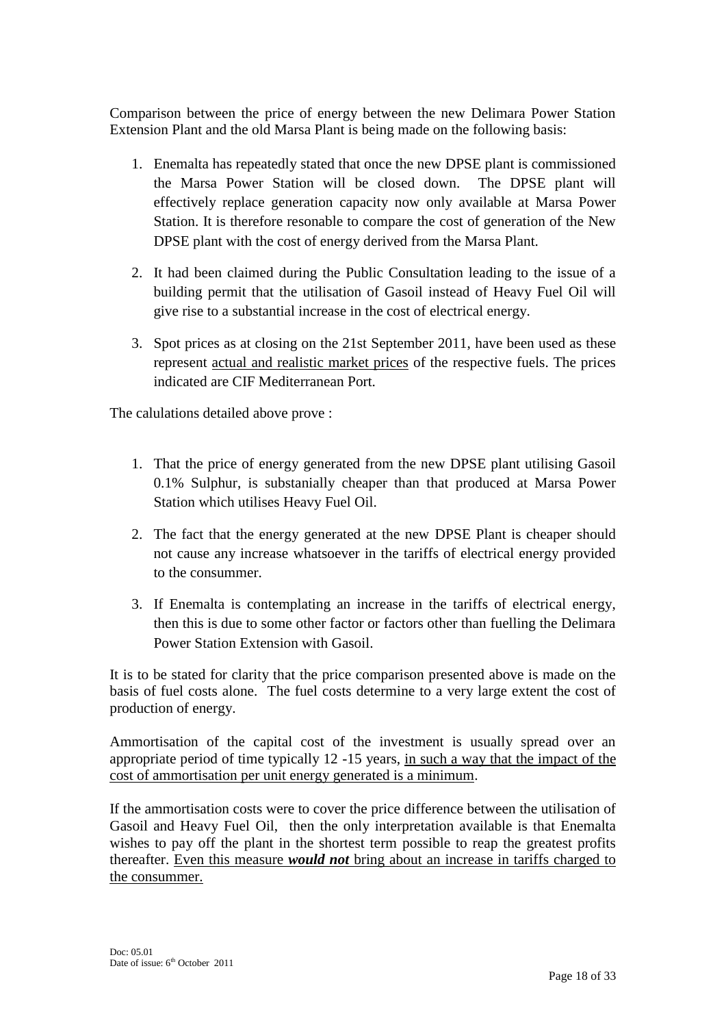Comparison between the price of energy between the new Delimara Power Station Extension Plant and the old Marsa Plant is being made on the following basis:

1. Enemalta has repeatedly stated that once the new DPSE plant is commissioned the Marsa Power Station will be closed down. The DPSE plant will effectively replace generation capacity now only available at Marsa Power Station. It is therefore resonable to compare the cost of generation of the New DPSE plant with the cost of energy derived from the Marsa Plant.

2. It had been claimed during the Public Consultation leading to the issue of a building permit that the utilisation of Gasoil instead of Heavy Fuel Oil will give rise to a substantial increase in the cost of electrical energy.

3. Spot prices as at closing on the 21st September 2011, have been used as these represent <u>actual and realistic market prices</u> of the respective fuels. The prices indicated are CIF Mediterranean Port.

The calulations detailed above prove :

1. That the price of energy generated from the new DPSE plant utilising Gasoil 0.1% Sulphur, is substanially cheaper than that produced at Marsa Power Station which utilises Heavy Fuel Oil.

2. The fact that the energy generated at the new DPSE Plant is cheaper should not cause any increase whatsoever in the tariffs of electrical energy provided to the consummer.

3. If Enemalta is contemplating an increase in the tariffs of electrical energy, then this is due to some other factor or factors other than fuelling the Delimara Power Station Extension with Gasoil.

It is to be stated for clarity that the price comparison presented above is made on the basis of fuel costs alone. The fuel costs determine to a very large extent the cost of production of energy.

Ammortisation of the capital cost of the investment is usually spread over an appropriate period of time typically 12 -15 years, <u>in such a way that the impact of the cost of ammortisation per unit energy generated is a minimum</u>.

If the ammortisation costs were to cover the price difference between the utilisation of Gasoil and Heavy Fuel Oil, then the only interpretation available is that Enemalta wishes to pay off the plant in the shortest term possible to reap the greatest profits thereafter. <u>Even this measure ***would not*** bring about an increase in tariffs charged to the consummer.</u>

Doc: 05.01
Date of issue: 6th October 2011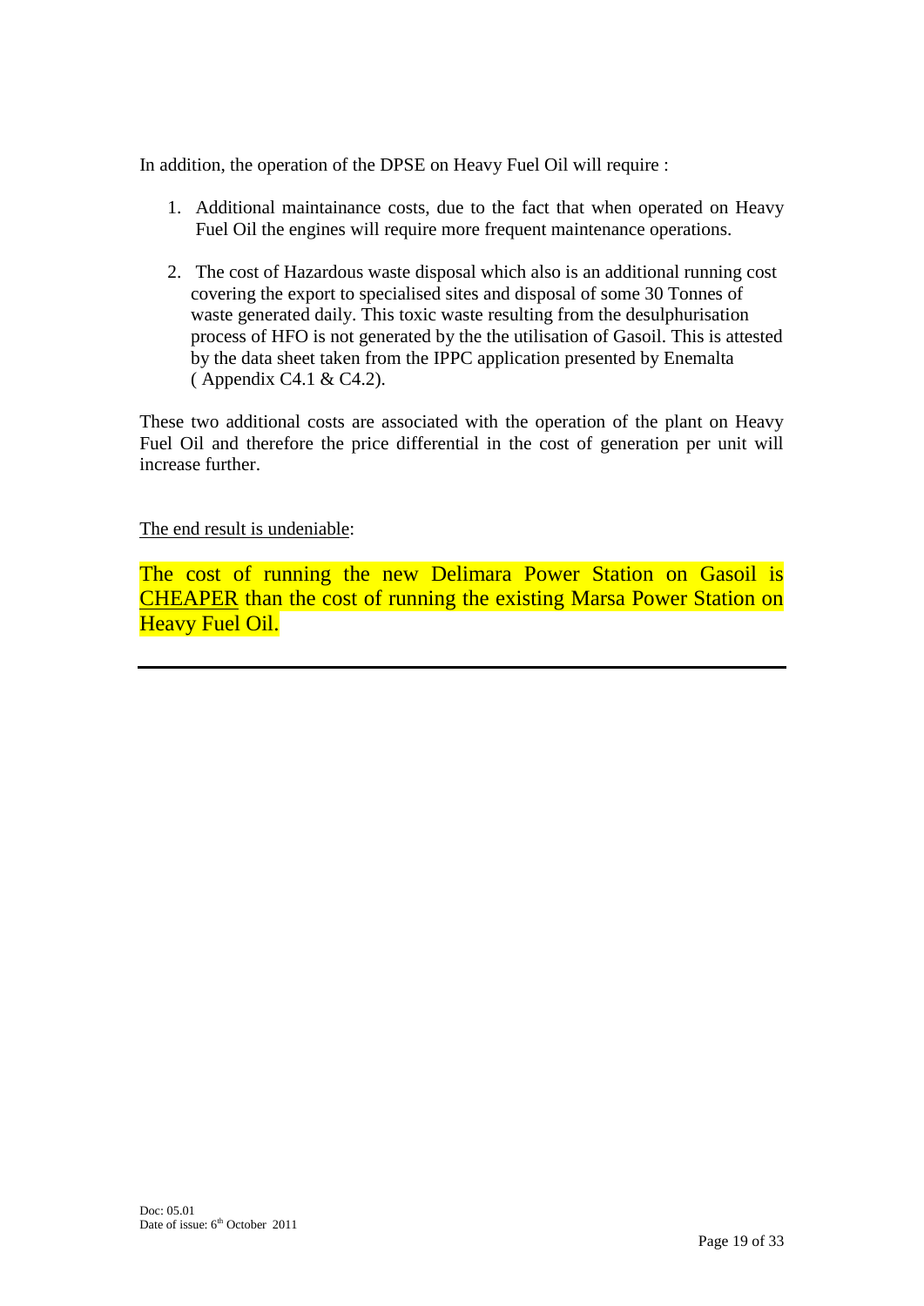In addition, the operation of the DPSE on Heavy Fuel Oil will require :

1. Additional maintainance costs, due to the fact that when operated on Heavy Fuel Oil the engines will require more frequent maintenance operations.

2. The cost of Hazardous waste disposal which also is an additional running cost covering the export to specialised sites and disposal of some 30 Tonnes of waste generated daily. This toxic waste resulting from the desulphurisation process of HFO is not generated by the the utilisation of Gasoil. This is attested by the data sheet taken from the IPPC application presented by Enemalta ( Appendix C4.1 & C4.2).

These two additional costs are associated with the operation of the plant on Heavy Fuel Oil and therefore the price differential in the cost of generation per unit will increase further.

<u>The end result is undeniable</u>:

The cost of running the new Delimara Power Station on Gasoil is <u>CHEAPER</u> than the cost of running the existing Marsa Power Station on Heavy Fuel Oil.

---

Doc: 05.01
Date of issue: 6th October 2011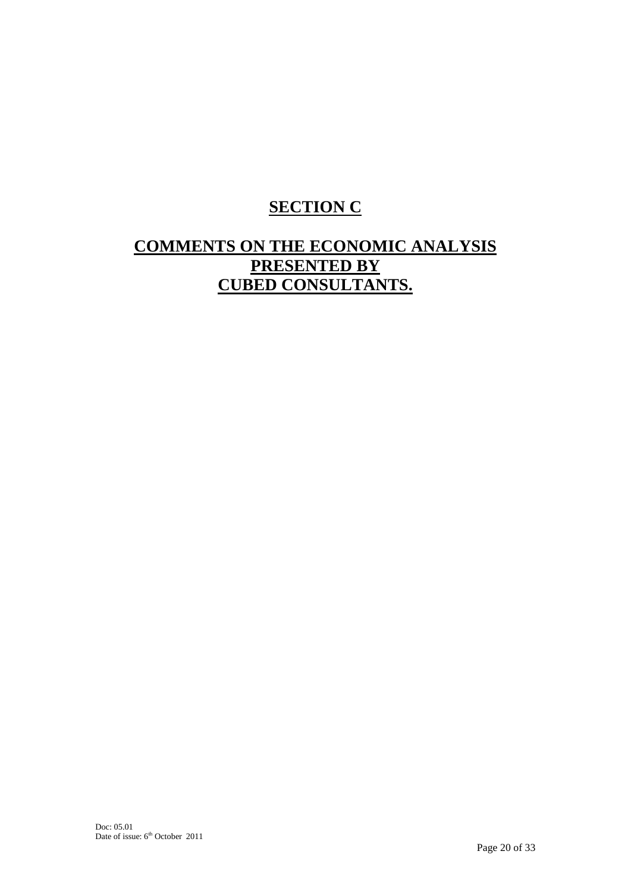# SECTION C

# COMMENTS ON THE ECONOMIC ANALYSIS PRESENTED BY CUBED CONSULTANTS.

Doc: 05.01
Date of issue: 6th October 2011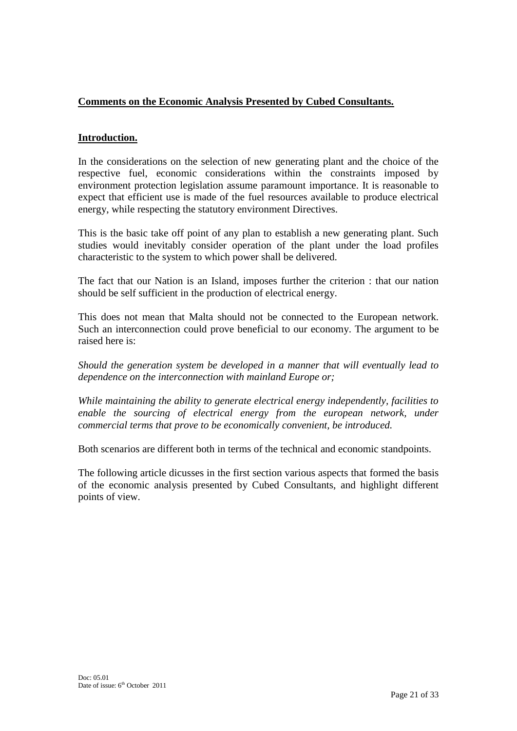**Comments on the Economic Analysis Presented by Cubed Consultants.**

**Introduction.**

In the considerations on the selection of new generating plant and the choice of the respective fuel, economic considerations within the constraints imposed by environment protection legislation assume paramount importance. It is reasonable to expect that efficient use is made of the fuel resources available to produce electrical energy, while respecting the statutory environment Directives.

This is the basic take off point of any plan to establish a new generating plant. Such studies would inevitably consider operation of the plant under the load profiles characteristic to the system to which power shall be delivered.

The fact that our Nation is an Island, imposes further the criterion : that our nation should be self sufficient in the production of electrical energy.

This does not mean that Malta should not be connected to the European network. Such an interconnection could prove beneficial to our economy. The argument to be raised here is:

*Should the generation system be developed in a manner that will eventually lead to dependence on the interconnection with mainland Europe or;*

*While maintaining the ability to generate electrical energy independently, facilities to enable the sourcing of electrical energy from the european network, under commercial terms that prove to be economically convenient, be introduced.*

Both scenarios are different both in terms of the technical and economic standpoints.

The following article dicusses in the first section various aspects that formed the basis of the economic analysis presented by Cubed Consultants, and highlight different points of view.

Doc: 05.01
Date of issue: 6th October 2011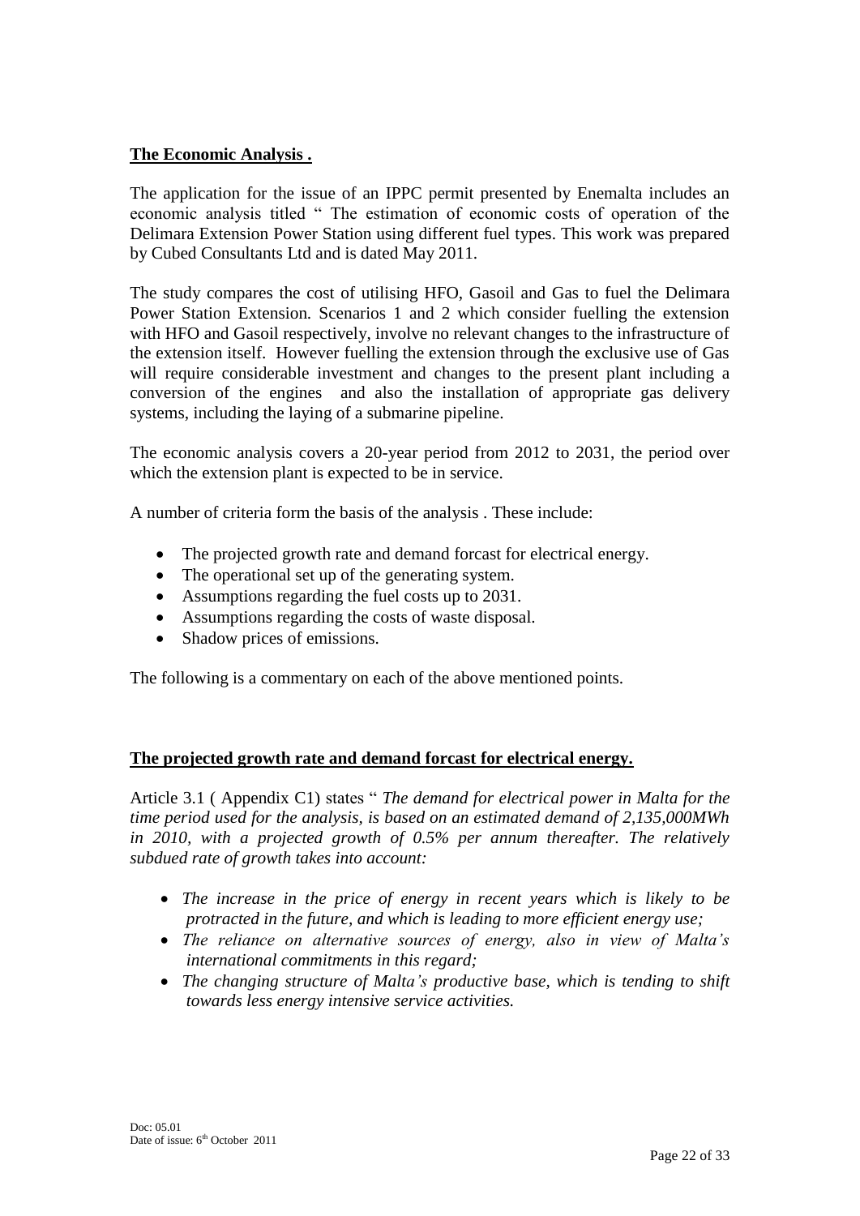**The Economic Analysis .**

The application for the issue of an IPPC permit presented by Enemalta includes an economic analysis titled " The estimation of economic costs of operation of the Delimara Extension Power Station using different fuel types. This work was prepared by Cubed Consultants Ltd and is dated May 2011.

The study compares the cost of utilising HFO, Gasoil and Gas to fuel the Delimara Power Station Extension. Scenarios 1 and 2 which consider fuelling the extension with HFO and Gasoil respectively, involve no relevant changes to the infrastructure of the extension itself. However fuelling the extension through the exclusive use of Gas will require considerable investment and changes to the present plant including a conversion of the engines and also the installation of appropriate gas delivery systems, including the laying of a submarine pipeline.

The economic analysis covers a 20-year period from 2012 to 2031, the period over which the extension plant is expected to be in service.

A number of criteria form the basis of the analysis . These include:

- The projected growth rate and demand forcast for electrical energy.
- The operational set up of the generating system.
- Assumptions regarding the fuel costs up to 2031.
- Assumptions regarding the costs of waste disposal.
- Shadow prices of emissions.

The following is a commentary on each of the above mentioned points.

**The projected growth rate and demand forcast for electrical energy.**

Article 3.1 ( Appendix C1) states " *The demand for electrical power in Malta for the time period used for the analysis, is based on an estimated demand of 2,135,000MWh in 2010, with a projected growth of 0.5% per annum thereafter. The relatively subdued rate of growth takes into account:*

- *The increase in the price of energy in recent years which is likely to be protracted in the future, and which is leading to more efficient energy use;*
- *The reliance on alternative sources of energy, also in view of Malta's international commitments in this regard;*
- *The changing structure of Malta's productive base, which is tending to shift towards less energy intensive service activities.*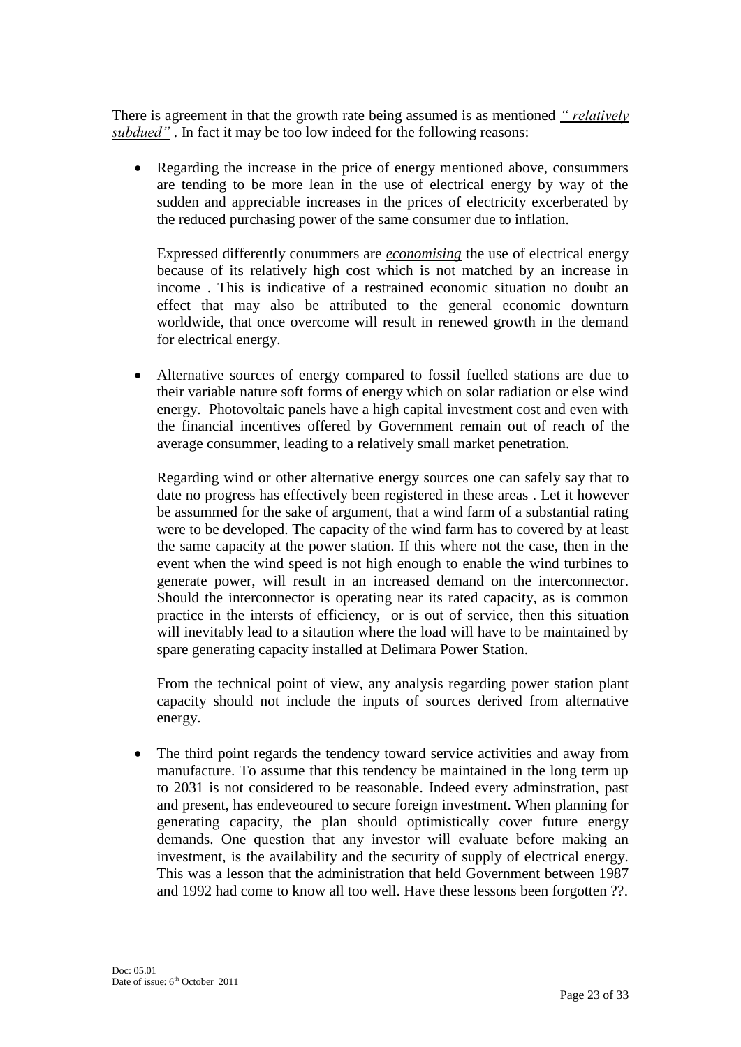There is agreement in that the growth rate being assumed is as mentioned *<u>" relatively subdued"</u>* . In fact it may be too low indeed for the following reasons:

- Regarding the increase in the price of energy mentioned above, consummers are tending to be more lean in the use of electrical energy by way of the sudden and appreciable increases in the prices of electricity excerberated by the reduced purchasing power of the same consumer due to inflation.

  Expressed differently conummers are *<u>economising</u>* the use of electrical energy because of its relatively high cost which is not matched by an increase in income . This is indicative of a restrained economic situation no doubt an effect that may also be attributed to the general economic downturn worldwide, that once overcome will result in renewed growth in the demand for electrical energy.

- Alternative sources of energy compared to fossil fuelled stations are due to their variable nature soft forms of energy which on solar radiation or else wind energy. Photovoltaic panels have a high capital investment cost and even with the financial incentives offered by Government remain out of reach of the average consummer, leading to a relatively small market penetration.

  Regarding wind or other alternative energy sources one can safely say that to date no progress has effectively been registered in these areas . Let it however be assummed for the sake of argument, that a wind farm of a substantial rating were to be developed. The capacity of the wind farm has to covered by at least the same capacity at the power station. If this where not the case, then in the event when the wind speed is not high enough to enable the wind turbines to generate power, will result in an increased demand on the interconnector. Should the interconnector is operating near its rated capacity, as is common practice in the intersts of efficiency, or is out of service, then this situation will inevitably lead to a sitaution where the load will have to be maintained by spare generating capacity installed at Delimara Power Station.

  From the technical point of view, any analysis regarding power station plant capacity should not include the inputs of sources derived from alternative energy.

- The third point regards the tendency toward service activities and away from manufacture. To assume that this tendency be maintained in the long term up to 2031 is not considered to be reasonable. Indeed every adminstration, past and present, has endeveoured to secure foreign investment. When planning for generating capacity, the plan should optimistically cover future energy demands. One question that any investor will evaluate before making an investment, is the availability and the security of supply of electrical energy. This was a lesson that the administration that held Government between 1987 and 1992 had come to know all too well. Have these lessons been forgotten ??.

Doc: 05.01
Date of issue: 6th October 2011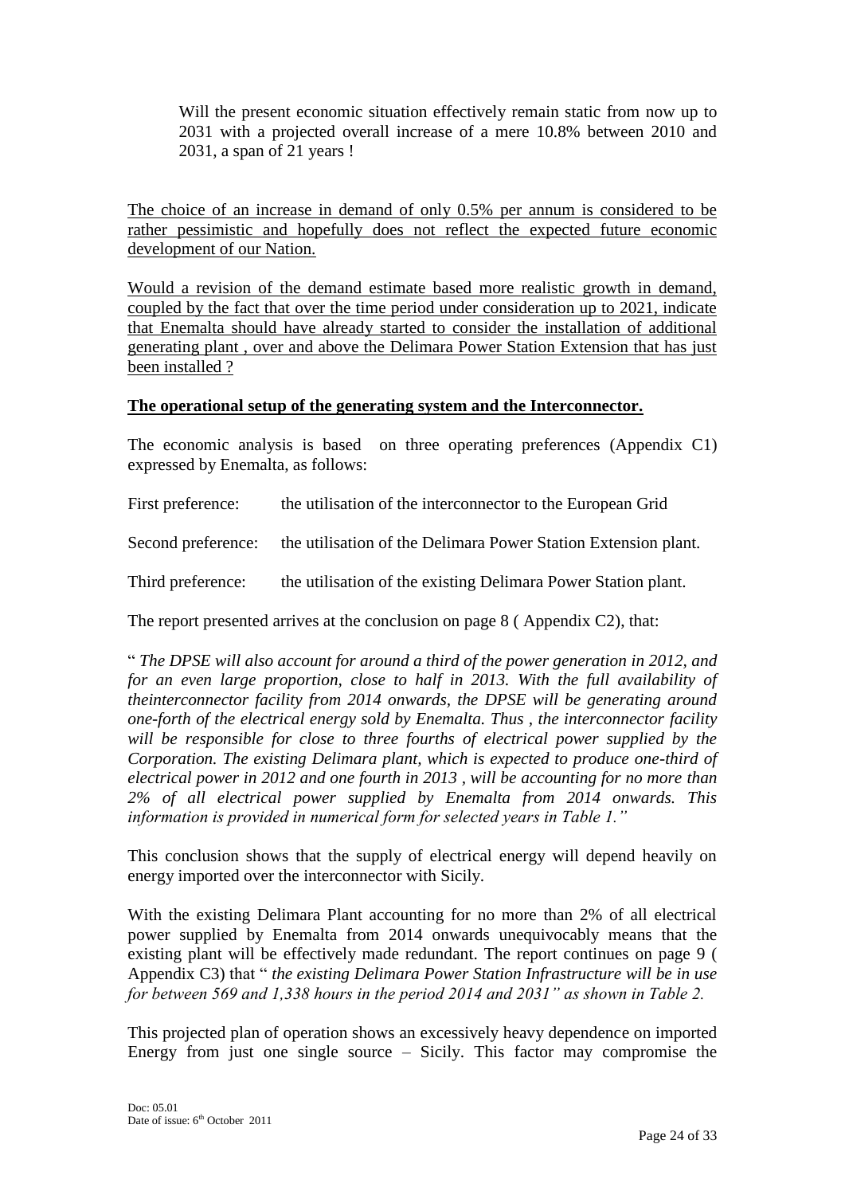> Will the present economic situation effectively remain static from now up to 2031 with a projected overall increase of a mere 10.8% between 2010 and 2031, a span of 21 years !

The choice of an increase in demand of only 0.5% per annum is considered to be rather pessimistic and hopefully does not reflect the expected future economic development of our Nation.

Would a revision of the demand estimate based more realistic growth in demand, coupled by the fact that over the time period under consideration up to 2021, indicate that Enemalta should have already started to consider the installation of additional generating plant , over and above the Delimara Power Station Extension that has just been installed ?

**The operational setup of the generating system and the Interconnector.**

The economic analysis is based on three operating preferences (Appendix C1) expressed by Enemalta, as follows:

First preference: the utilisation of the interconnector to the European Grid

Second preference: the utilisation of the Delimara Power Station Extension plant.

Third preference: the utilisation of the existing Delimara Power Station plant.

The report presented arrives at the conclusion on page 8 ( Appendix C2), that:

" *The DPSE will also account for around a third of the power generation in 2012, and for an even large proportion, close to half in 2013. With the full availability of theinterconnector facility from 2014 onwards, the DPSE will be generating around one-forth of the electrical energy sold by Enemalta. Thus , the interconnector facility will be responsible for close to three fourths of electrical power supplied by the Corporation. The existing Delimara plant, which is expected to produce one-third of electrical power in 2012 and one fourth in 2013 , will be accounting for no more than 2% of all electrical power supplied by Enemalta from 2014 onwards. This information is provided in numerical form for selected years in Table 1."*

This conclusion shows that the supply of electrical energy will depend heavily on energy imported over the interconnector with Sicily.

With the existing Delimara Plant accounting for no more than 2% of all electrical power supplied by Enemalta from 2014 onwards unequivocably means that the existing plant will be effectively made redundant. The report continues on page 9 ( Appendix C3) that " *the existing Delimara Power Station Infrastructure will be in use for between 569 and 1,338 hours in the period 2014 and 2031" as shown in Table 2.*

This projected plan of operation shows an excessively heavy dependence on imported Energy from just one single source – Sicily. This factor may compromise the

Doc: 05.01
Date of issue: 6th October 2011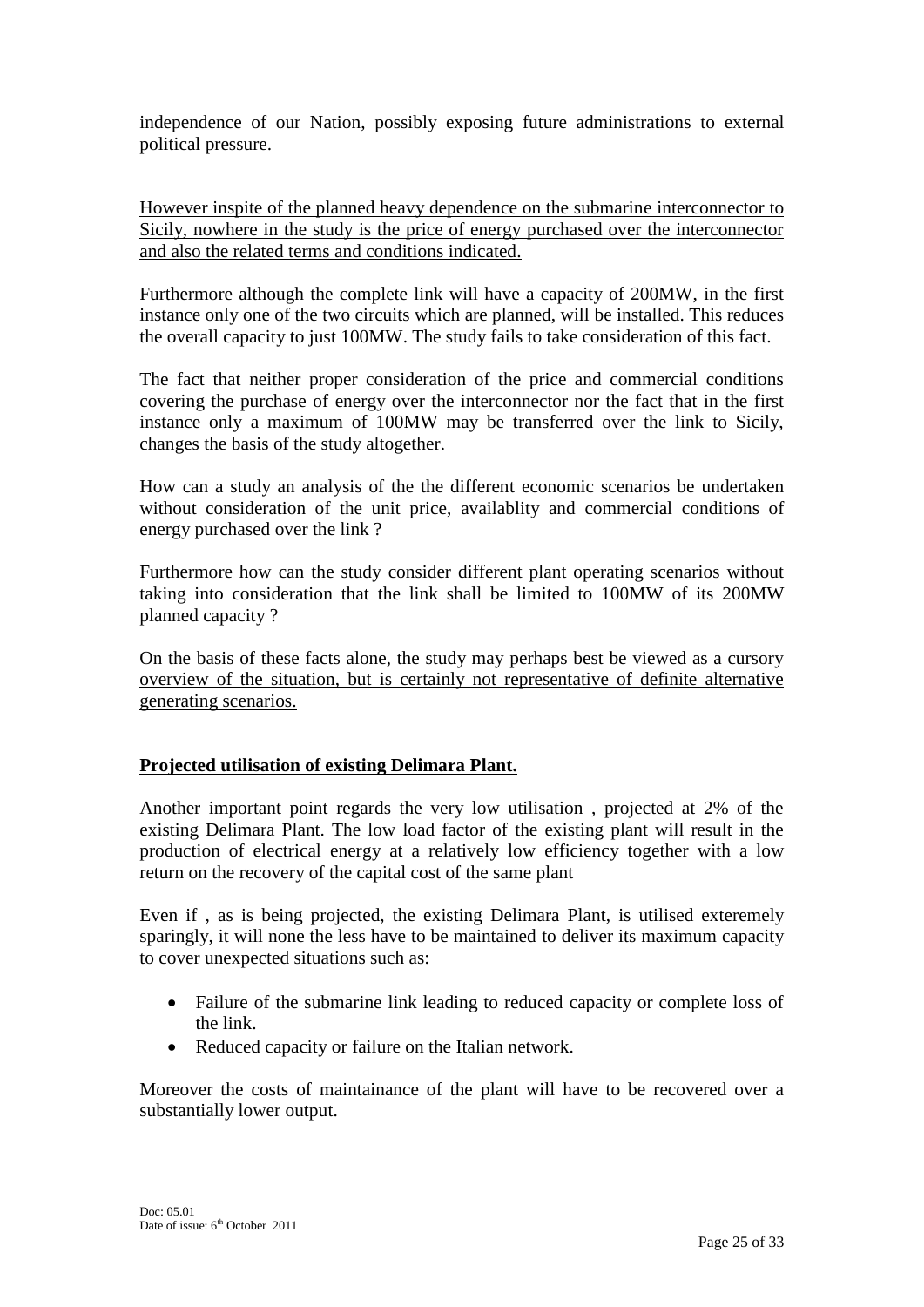independence of our Nation, possibly exposing future administrations to external political pressure.

<u>However inspite of the planned heavy dependence on the submarine interconnector to Sicily, nowhere in the study is the price of energy purchased over the interconnector and also the related terms and conditions indicated.</u>

Furthermore although the complete link will have a capacity of 200MW, in the first instance only one of the two circuits which are planned, will be installed. This reduces the overall capacity to just 100MW. The study fails to take consideration of this fact.

The fact that neither proper consideration of the price and commercial conditions covering the purchase of energy over the interconnector nor the fact that in the first instance only a maximum of 100MW may be transferred over the link to Sicily, changes the basis of the study altogether.

How can a study an analysis of the the different economic scenarios be undertaken without consideration of the unit price, availablity and commercial conditions of energy purchased over the link ?

Furthermore how can the study consider different plant operating scenarios without taking into consideration that the link shall be limited to 100MW of its 200MW planned capacity ?

<u>On the basis of these facts alone, the study may perhaps best be viewed as a cursory overview of the situation, but is certainly not representative of definite alternative generating scenarios.</u>

**<u>Projected utilisation of existing Delimara Plant.</u>**

Another important point regards the very low utilisation , projected at 2% of the existing Delimara Plant. The low load factor of the existing plant will result in the production of electrical energy at a relatively low efficiency together with a low return on the recovery of the capital cost of the same plant

Even if , as is being projected, the existing Delimara Plant, is utilised exteremely sparingly, it will none the less have to be maintained to deliver its maximum capacity to cover unexpected situations such as:

- Failure of the submarine link leading to reduced capacity or complete loss of the link.
- Reduced capacity or failure on the Italian network.

Moreover the costs of maintainance of the plant will have to be recovered over a substantially lower output.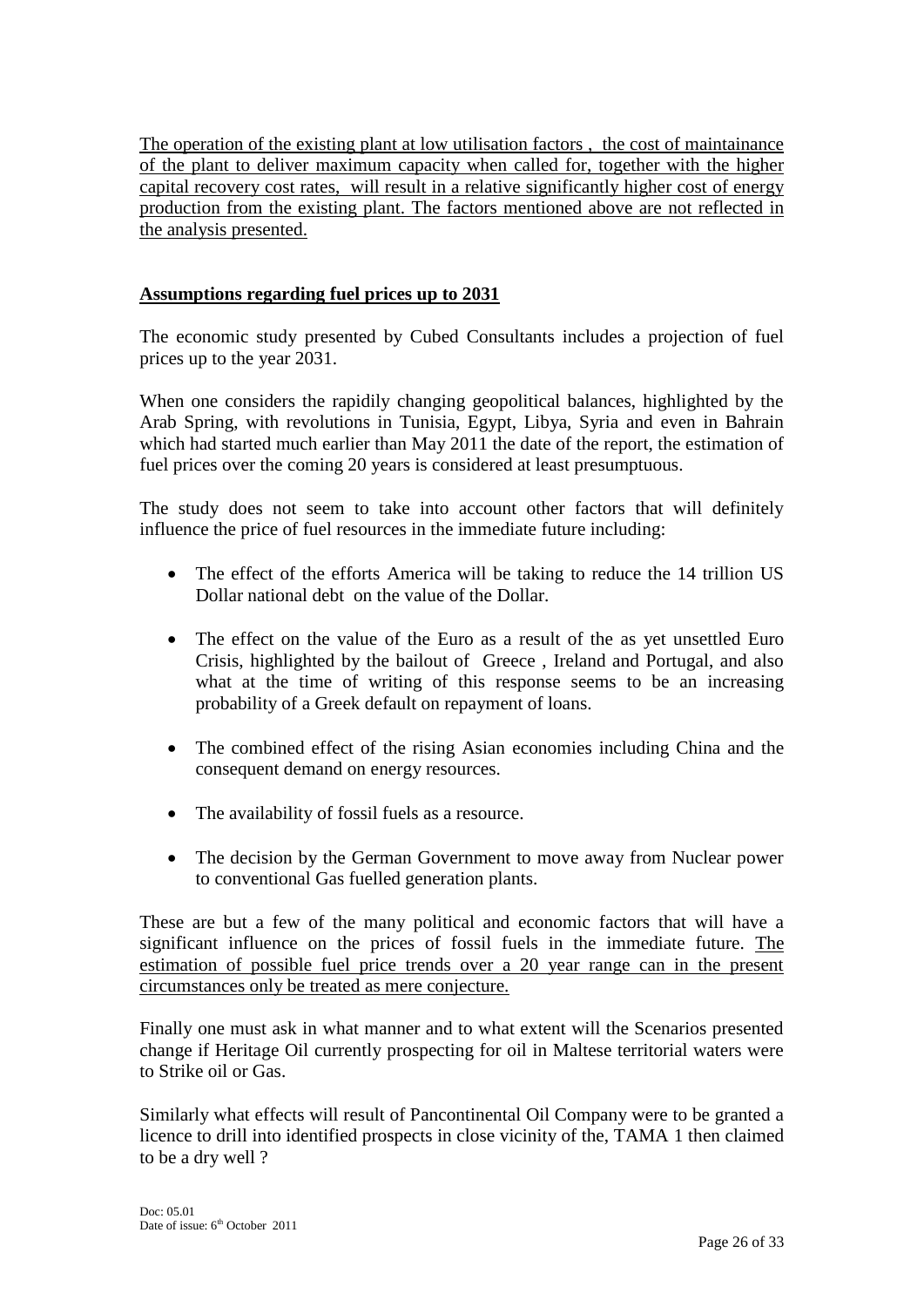<u>The operation of the existing plant at low utilisation factors , the cost of maintainance of the plant to deliver maximum capacity when called for, together with the higher capital recovery cost rates, will result in a relative significantly higher cost of energy production from the existing plant. The factors mentioned above are not reflected in the analysis presented.</u>

**<u>Assumptions regarding fuel prices up to 2031</u>**

The economic study presented by Cubed Consultants includes a projection of fuel prices up to the year 2031.

When one considers the rapidily changing geopolitical balances, highlighted by the Arab Spring, with revolutions in Tunisia, Egypt, Libya, Syria and even in Bahrain which had started much earlier than May 2011 the date of the report, the estimation of fuel prices over the coming 20 years is considered at least presumptuous.

The study does not seem to take into account other factors that will definitely influence the price of fuel resources in the immediate future including:

- The effect of the efforts America will be taking to reduce the 14 trillion US Dollar national debt on the value of the Dollar.
- The effect on the value of the Euro as a result of the as yet unsettled Euro Crisis, highlighted by the bailout of Greece , Ireland and Portugal, and also what at the time of writing of this response seems to be an increasing probability of a Greek default on repayment of loans.
- The combined effect of the rising Asian economies including China and the consequent demand on energy resources.
- The availability of fossil fuels as a resource.
- The decision by the German Government to move away from Nuclear power to conventional Gas fuelled generation plants.

These are but a few of the many political and economic factors that will have a significant influence on the prices of fossil fuels in the immediate future. <u>The estimation of possible fuel price trends over a 20 year range can in the present circumstances only be treated as mere conjecture.</u>

Finally one must ask in what manner and to what extent will the Scenarios presented change if Heritage Oil currently prospecting for oil in Maltese territorial waters were to Strike oil or Gas.

Similarly what effects will result of Pancontinental Oil Company were to be granted a licence to drill into identified prospects in close vicinity of the, TAMA 1 then claimed to be a dry well ?

Doc: 05.01
Date of issue: 6th October 2011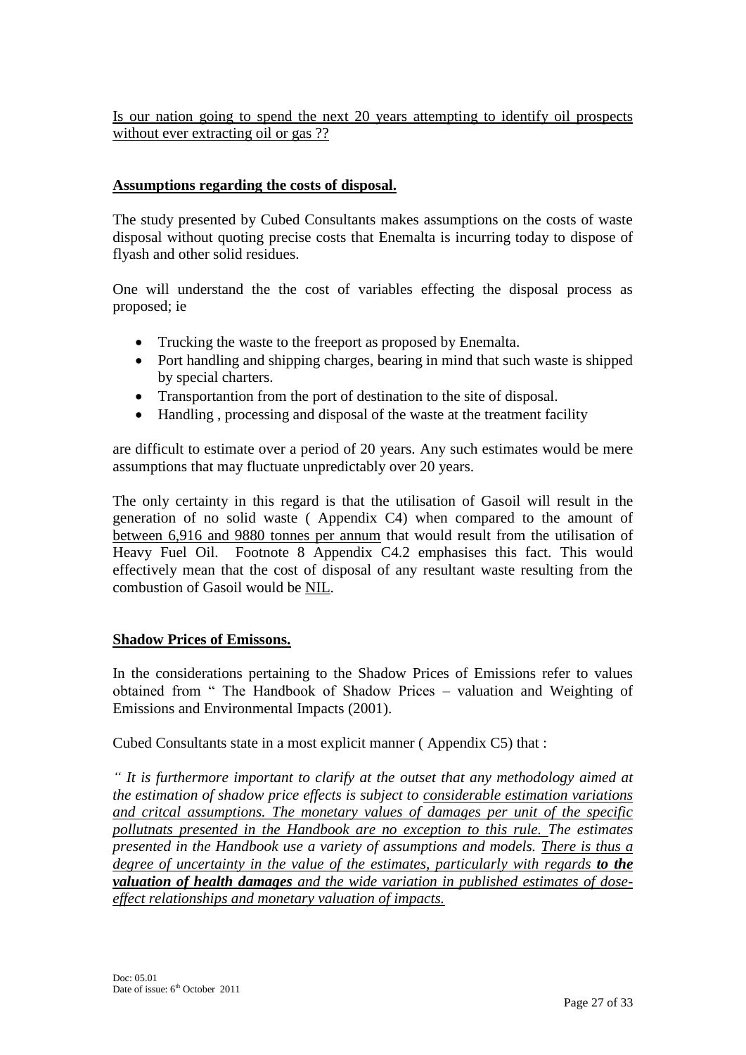<u>Is our nation going to spend the next 20 years attempting to identify oil prospects without ever extracting oil or gas ??</u>

## <u>Assumptions regarding the costs of disposal.</u>

The study presented by Cubed Consultants makes assumptions on the costs of waste disposal without quoting precise costs that Enemalta is incurring today to dispose of flyash and other solid residues.

One will understand the the cost of variables effecting the disposal process as proposed; ie

- Trucking the waste to the freeport as proposed by Enemalta.
- Port handling and shipping charges, bearing in mind that such waste is shipped by special charters.
- Transportantion from the port of destination to the site of disposal.
- Handling , processing and disposal of the waste at the treatment facility

are difficult to estimate over a period of 20 years. Any such estimates would be mere assumptions that may fluctuate unpredictably over 20 years.

The only certainty in this regard is that the utilisation of Gasoil will result in the generation of no solid waste ( Appendix C4) when compared to the amount of <u>between 6,916 and 9880 tonnes per annum</u> that would result from the utilisation of Heavy Fuel Oil. Footnote 8 Appendix C4.2 emphasises this fact. This would effectively mean that the cost of disposal of any resultant waste resulting from the combustion of Gasoil would be <u>NIL</u>.

## <u>Shadow Prices of Emissons.</u>

In the considerations pertaining to the Shadow Prices of Emissions refer to values obtained from " The Handbook of Shadow Prices – valuation and Weighting of Emissions and Environmental Impacts (2001).

Cubed Consultants state in a most explicit manner ( Appendix C5) that :

*" It is furthermore important to clarify at the outset that any methodology aimed at the estimation of shadow price effects is subject to <u>considerable estimation variations and critcal assumptions. The monetary values of damages per unit of the specific pollutnats presented in the Handbook are no exception to this rule.</u> The estimates presented in the Handbook use a variety of assumptions and models. <u>There is thus a degree of uncertainty in the value of the estimates, particularly with regards</u> **<u>to the valuation of health damages</u>** <u>and the wide variation in published estimates of dose-effect relationships and monetary valuation of impacts.</u>*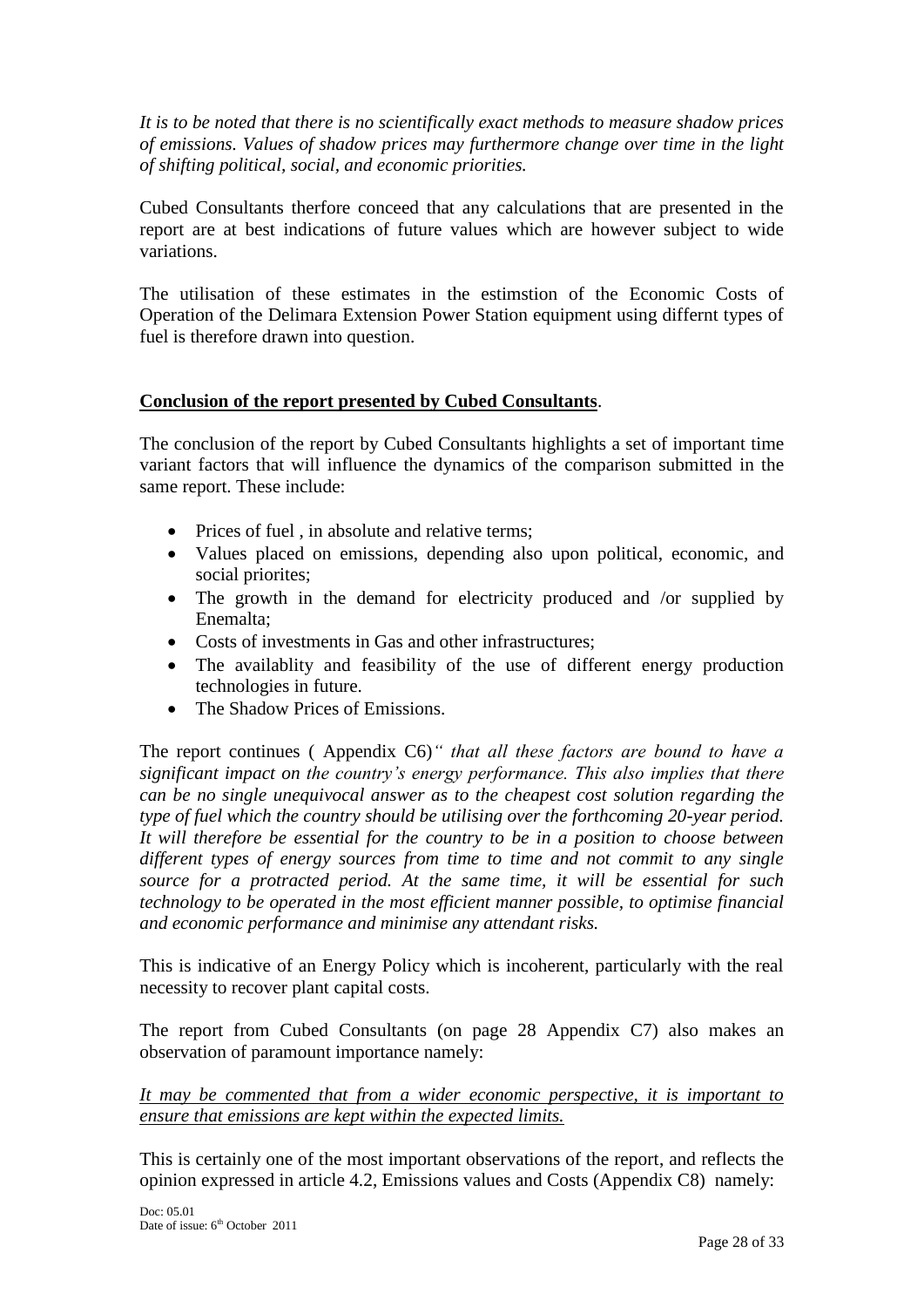*It is to be noted that there is no scientifically exact methods to measure shadow prices of emissions. Values of shadow prices may furthermore change over time in the light of shifting political, social, and economic priorities.*

Cubed Consultants therfore conceed that any calculations that are presented in the report are at best indications of future values which are however subject to wide variations.

The utilisation of these estimates in the estimstion of the Economic Costs of Operation of the Delimara Extension Power Station equipment using differnt types of fuel is therefore drawn into question.

**<u>Conclusion of the report presented by Cubed Consultants</u>**.

The conclusion of the report by Cubed Consultants highlights a set of important time variant factors that will influence the dynamics of the comparison submitted in the same report. These include:

- Prices of fuel , in absolute and relative terms;
- Values placed on emissions, depending also upon political, economic, and social priorites;
- The growth in the demand for electricity produced and /or supplied by Enemalta;
- Costs of investments in Gas and other infrastructures;
- The availablity and feasibility of the use of different energy production technologies in future.
- The Shadow Prices of Emissions.

The report continues ( Appendix C6)*" that all these factors are bound to have a significant impact on the country's energy performance. This also implies that there can be no single unequivocal answer as to the cheapest cost solution regarding the type of fuel which the country should be utilising over the forthcoming 20-year period. It will therefore be essential for the country to be in a position to choose between different types of energy sources from time to time and not commit to any single source for a protracted period. At the same time, it will be essential for such technology to be operated in the most efficient manner possible, to optimise financial and economic performance and minimise any attendant risks.*

This is indicative of an Energy Policy which is incoherent, particularly with the real necessity to recover plant capital costs.

The report from Cubed Consultants (on page 28 Appendix C7) also makes an observation of paramount importance namely:

*<u>It may be commented that from a wider economic perspective, it is important to ensure that emissions are kept within the expected limits.</u>*

This is certainly one of the most important observations of the report, and reflects the opinion expressed in article 4.2, Emissions values and Costs (Appendix C8) namely:

Doc: 05.01
Date of issue: 6th October 2011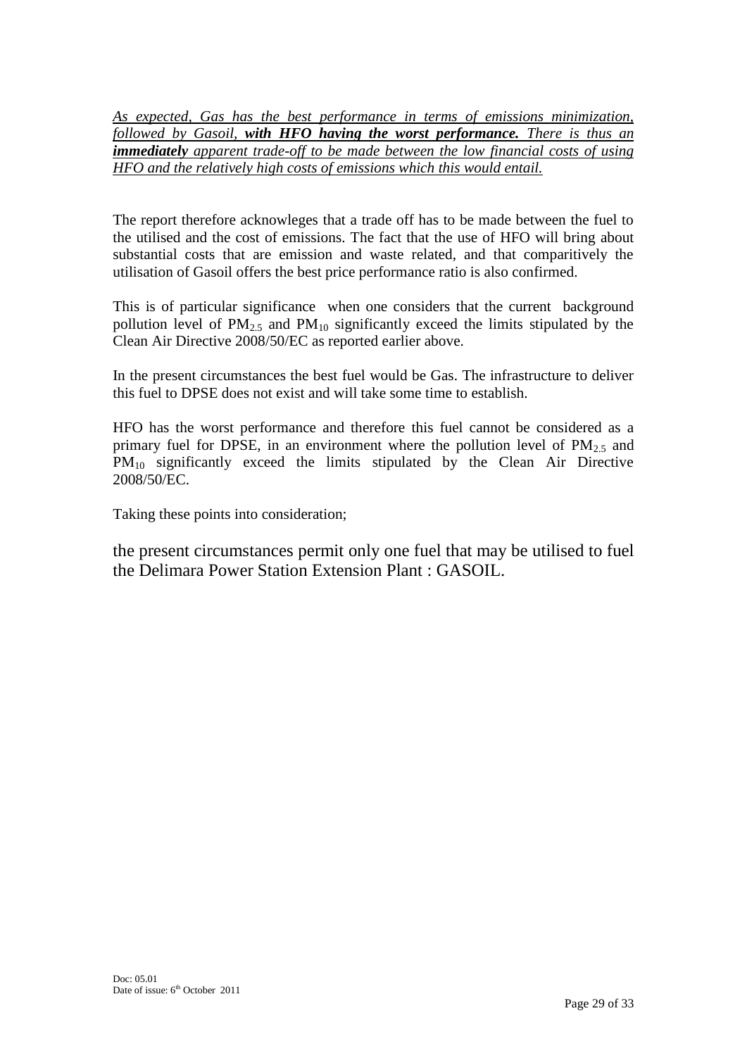*As expected, Gas has the best performance in terms of emissions minimization, followed by Gasoil, **with HFO having the worst performance.** There is thus an **immediately** apparent trade-off to be made between the low financial costs of using HFO and the relatively high costs of emissions which this would entail.*

The report therefore acknowleges that a trade off has to be made between the fuel to the utilised and the cost of emissions. The fact that the use of HFO will bring about substantial costs that are emission and waste related, and that comparitively the utilisation of Gasoil offers the best price performance ratio is also confirmed.

This is of particular significance when one considers that the current background pollution level of $PM_{2.5}$ and $PM_{10}$ significantly exceed the limits stipulated by the Clean Air Directive 2008/50/EC as reported earlier above.

In the present circumstances the best fuel would be Gas. The infrastructure to deliver this fuel to DPSE does not exist and will take some time to establish.

HFO has the worst performance and therefore this fuel cannot be considered as a primary fuel for DPSE, in an environment where the pollution level of $PM_{2.5}$ and $PM_{10}$ significantly exceed the limits stipulated by the Clean Air Directive 2008/50/EC.

Taking these points into consideration;

the present circumstances permit only one fuel that may be utilised to fuel the Delimara Power Station Extension Plant : GASOIL.

Doc: 05.01
Date of issue: 6th October 2011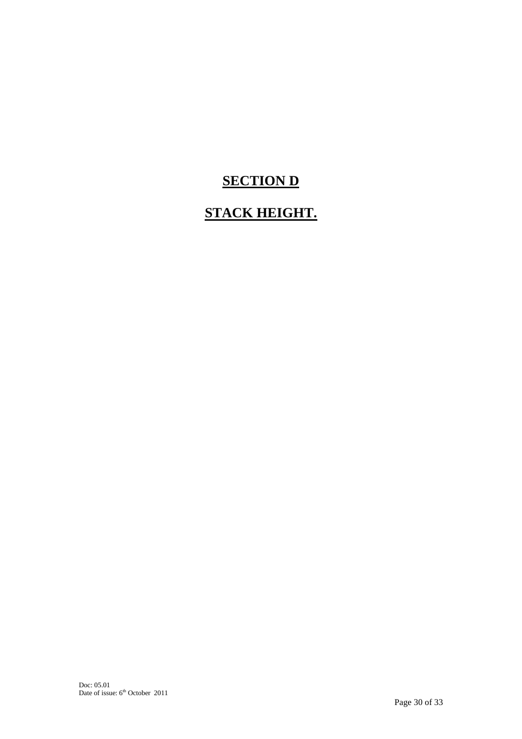# SECTION D

# STACK HEIGHT.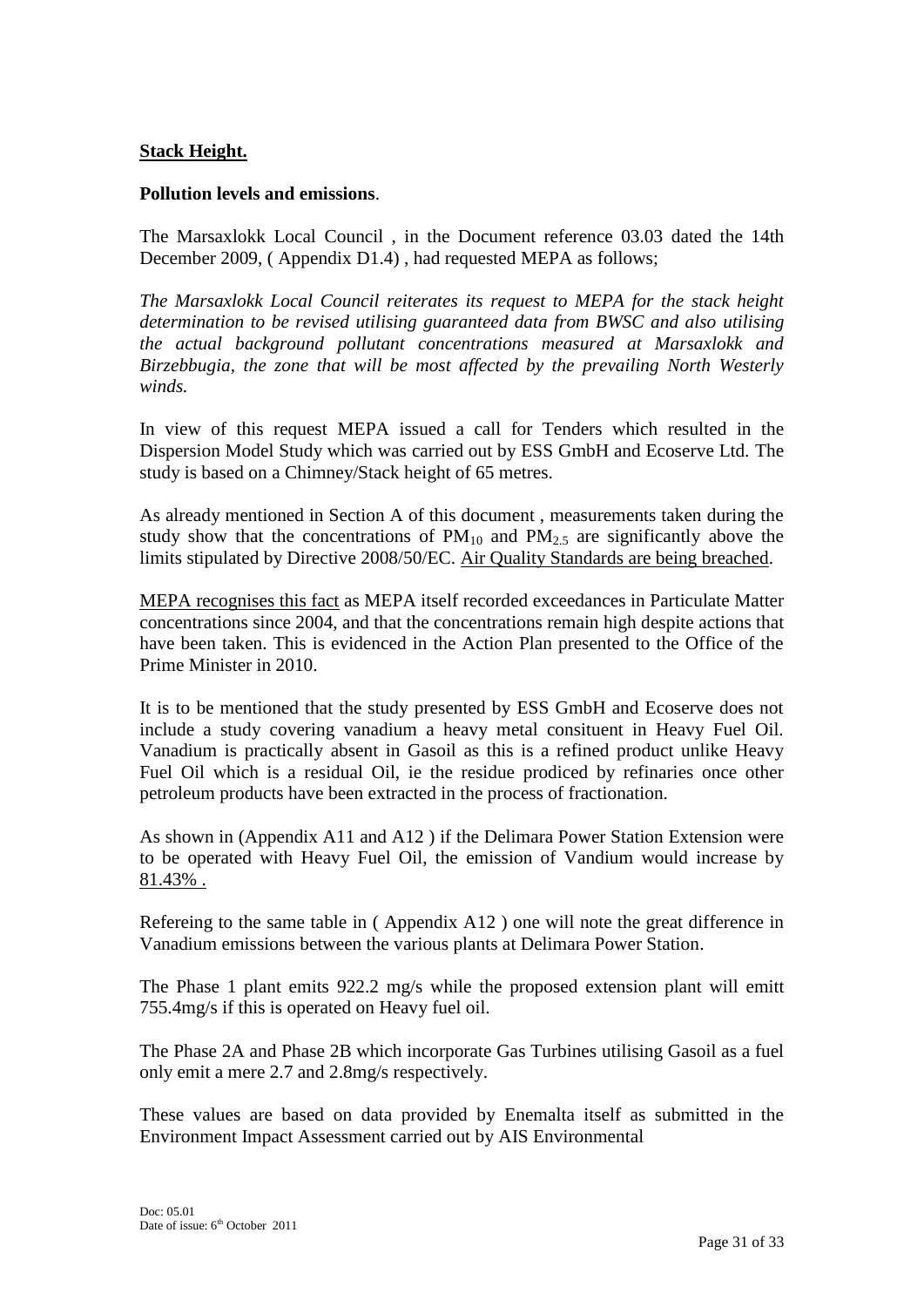**Stack Height.**

**Pollution levels and emissions**.

The Marsaxlokk Local Council , in the Document reference 03.03 dated the 14th December 2009, ( Appendix D1.4) , had requested MEPA as follows;

*The Marsaxlokk Local Council reiterates its request to MEPA for the stack height determination to be revised utilising guaranteed data from BWSC and also utilising the actual background pollutant concentrations measured at Marsaxlokk and Birzebbugia, the zone that will be most affected by the prevailing North Westerly winds.*

In view of this request MEPA issued a call for Tenders which resulted in the Dispersion Model Study which was carried out by ESS GmbH and Ecoserve Ltd. The study is based on a Chimney/Stack height of 65 metres.

As already mentioned in Section A of this document , measurements taken during the study show that the concentrations of $PM_{10}$ and $PM_{2.5}$ are significantly above the limits stipulated by Directive 2008/50/EC. Air Quality Standards are being breached.

MEPA recognises this fact as MEPA itself recorded exceedances in Particulate Matter concentrations since 2004, and that the concentrations remain high despite actions that have been taken. This is evidenced in the Action Plan presented to the Office of the Prime Minister in 2010.

It is to be mentioned that the study presented by ESS GmbH and Ecoserve does not include a study covering vanadium a heavy metal consituent in Heavy Fuel Oil. Vanadium is practically absent in Gasoil as this is a refined product unlike Heavy Fuel Oil which is a residual Oil, ie the residue prodiced by refinaries once other petroleum products have been extracted in the process of fractionation.

As shown in (Appendix A11 and A12 ) if the Delimara Power Station Extension were to be operated with Heavy Fuel Oil, the emission of Vandium would increase by 81.43% .

Refereing to the same table in ( Appendix A12 ) one will note the great difference in Vanadium emissions between the various plants at Delimara Power Station.

The Phase 1 plant emits 922.2 mg/s while the proposed extension plant will emitt 755.4mg/s if this is operated on Heavy fuel oil.

The Phase 2A and Phase 2B which incorporate Gas Turbines utilising Gasoil as a fuel only emit a mere 2.7 and 2.8mg/s respectively.

These values are based on data provided by Enemalta itself as submitted in the Environment Impact Assessment carried out by AIS Environmental

Doc: 05.01
Date of issue: 6th October 2011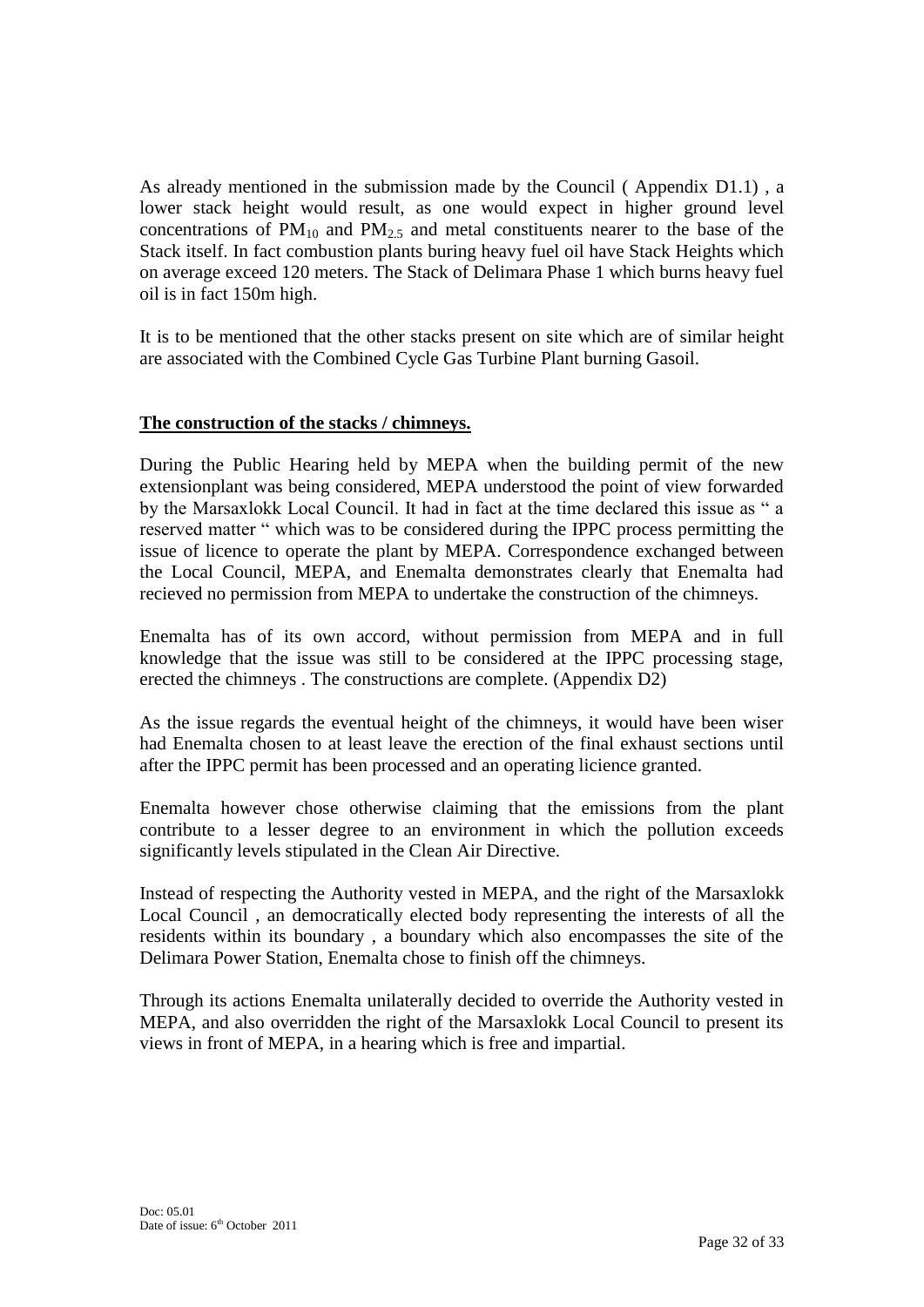As already mentioned in the submission made by the Council ( Appendix D1.1) , a lower stack height would result, as one would expect in higher ground level concentrations of $PM_{10}$ and $PM_{2.5}$ and metal constituents nearer to the base of the Stack itself. In fact combustion plants buring heavy fuel oil have Stack Heights which on average exceed 120 meters. The Stack of Delimara Phase 1 which burns heavy fuel oil is in fact 150m high.

It is to be mentioned that the other stacks present on site which are of similar height are associated with the Combined Cycle Gas Turbine Plant burning Gasoil.

**The construction of the stacks / chimneys.**

During the Public Hearing held by MEPA when the building permit of the new extensionplant was being considered, MEPA understood the point of view forwarded by the Marsaxlokk Local Council. It had in fact at the time declared this issue as " a reserved matter " which was to be considered during the IPPC process permitting the issue of licence to operate the plant by MEPA. Correspondence exchanged between the Local Council, MEPA, and Enemalta demonstrates clearly that Enemalta had recieved no permission from MEPA to undertake the construction of the chimneys.

Enemalta has of its own accord, without permission from MEPA and in full knowledge that the issue was still to be considered at the IPPC processing stage, erected the chimneys . The constructions are complete. (Appendix D2)

As the issue regards the eventual height of the chimneys, it would have been wiser had Enemalta chosen to at least leave the erection of the final exhaust sections until after the IPPC permit has been processed and an operating licience granted.

Enemalta however chose otherwise claiming that the emissions from the plant contribute to a lesser degree to an environment in which the pollution exceeds significantly levels stipulated in the Clean Air Directive.

Instead of respecting the Authority vested in MEPA, and the right of the Marsaxlokk Local Council , an democratically elected body representing the interests of all the residents within its boundary , a boundary which also encompasses the site of the Delimara Power Station, Enemalta chose to finish off the chimneys.

Through its actions Enemalta unilaterally decided to override the Authority vested in MEPA, and also overridden the right of the Marsaxlokk Local Council to present its views in front of MEPA, in a hearing which is free and impartial.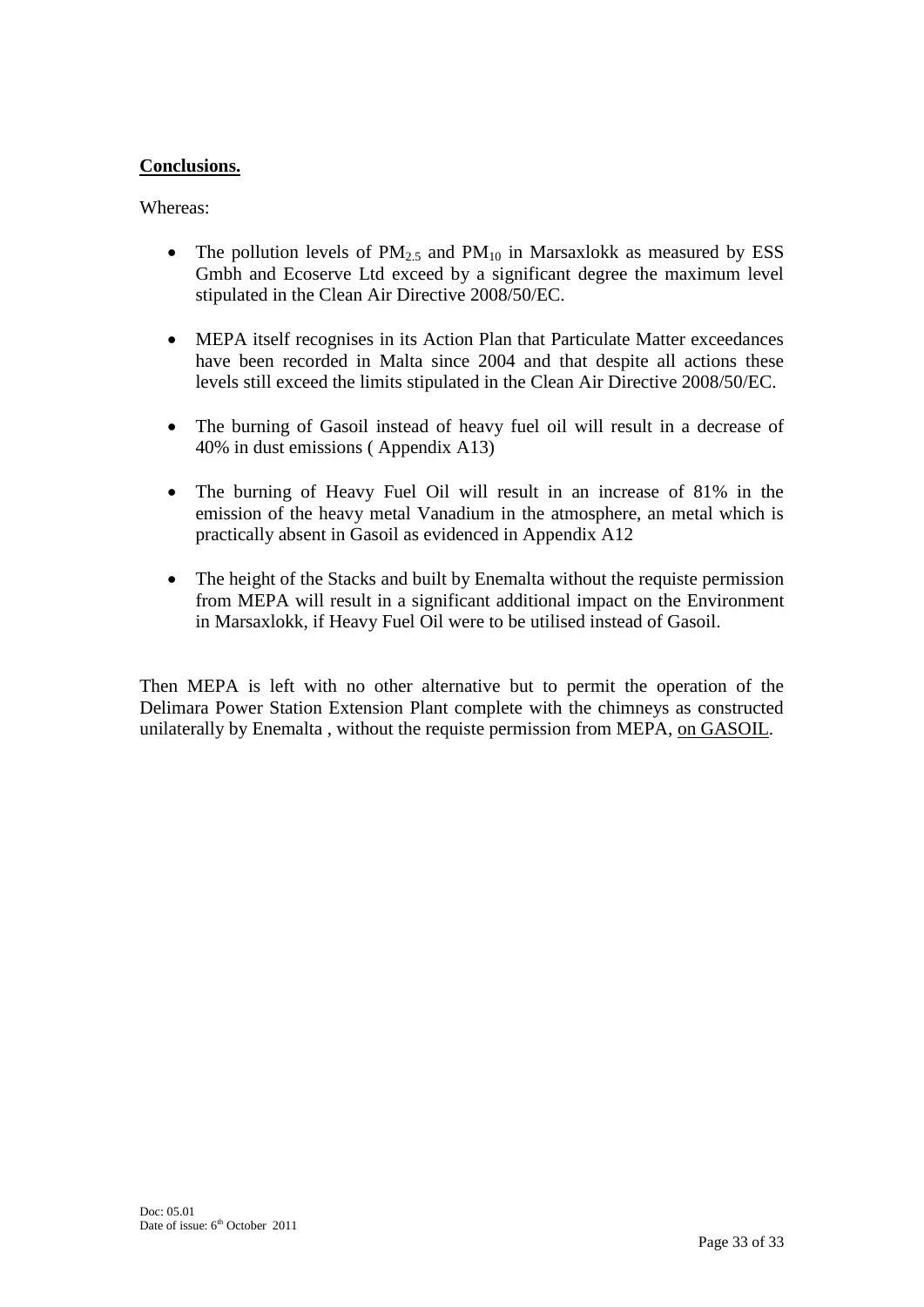**Conclusions.**

Whereas:

- The pollution levels of $PM_{2.5}$ and $PM_{10}$ in Marsaxlokk as measured by ESS Gmbh and Ecoserve Ltd exceed by a significant degree the maximum level stipulated in the Clean Air Directive 2008/50/EC.

- MEPA itself recognises in its Action Plan that Particulate Matter exceedances have been recorded in Malta since 2004 and that despite all actions these levels still exceed the limits stipulated in the Clean Air Directive 2008/50/EC.

- The burning of Gasoil instead of heavy fuel oil will result in a decrease of 40% in dust emissions ( Appendix A13)

- The burning of Heavy Fuel Oil will result in an increase of 81% in the emission of the heavy metal Vanadium in the atmosphere, an metal which is practically absent in Gasoil as evidenced in Appendix A12

- The height of the Stacks and built by Enemalta without the requiste permission from MEPA will result in a significant additional impact on the Environment in Marsaxlokk, if Heavy Fuel Oil were to be utilised instead of Gasoil.

Then MEPA is left with no other alternative but to permit the operation of the Delimara Power Station Extension Plant complete with the chimneys as constructed unilaterally by Enemalta , without the requiste permission from MEPA, <u>on GASOIL</u>.

Doc: 05.01
Date of issue: 6th October 2011